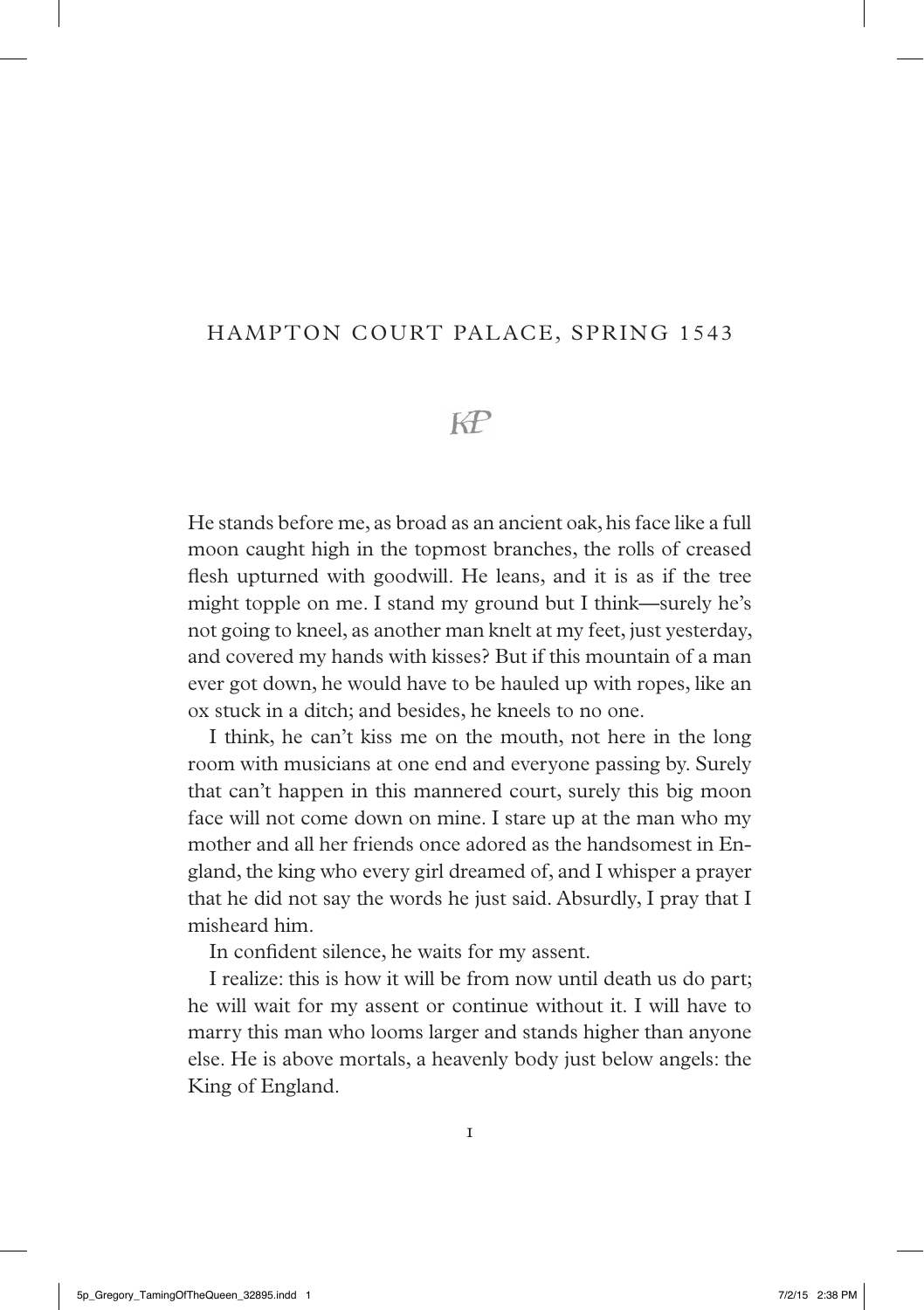# HAMPTON COURT PALACE, SPRING 1543

KP

He stands before me, as broad as an ancient oak, his face like a full moon caught high in the topmost branches, the rolls of creased flesh upturned with goodwill. He leans, and it is as if the tree might topple on me. I stand my ground but I think—surely he's not going to kneel, as another man knelt at my feet, just yesterday, and covered my hands with kisses? But if this mountain of a man ever got down, he would have to be hauled up with ropes, like an ox stuck in a ditch; and besides, he kneels to no one.

I think, he can't kiss me on the mouth, not here in the long room with musicians at one end and everyone passing by. Surely that can't happen in this mannered court, surely this big moon face will not come down on mine. I stare up at the man who my mother and all her friends once adored as the handsomest in England, the king who every girl dreamed of, and I whisper a prayer that he did not say the words he just said. Absurdly, I pray that I misheard him.

In confident silence, he waits for my assent.

I realize: this is how it will be from now until death us do part; he will wait for my assent or continue without it. I will have to marry this man who looms larger and stands higher than anyone else. He is above mortals, a heavenly body just below angels: the King of England.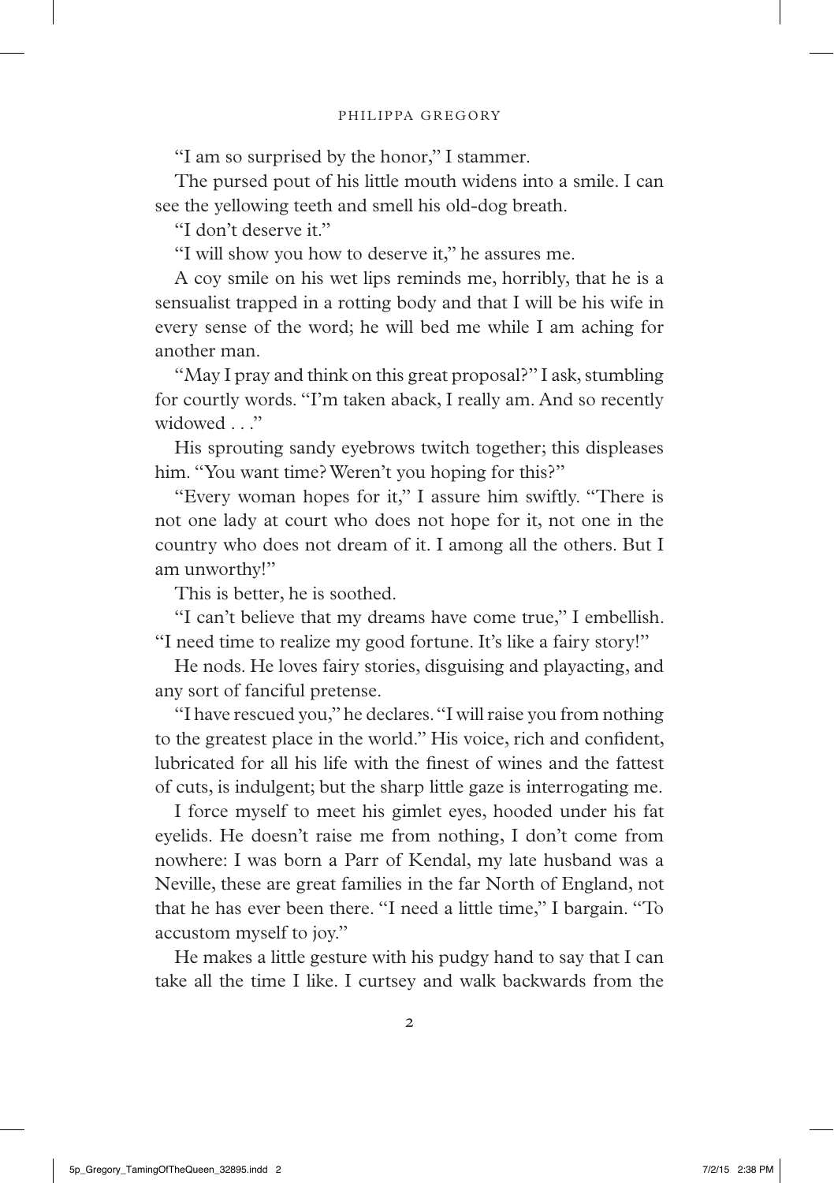"I am so surprised by the honor," I stammer.

The pursed pout of his little mouth widens into a smile. I can see the yellowing teeth and smell his old-dog breath.

"I don't deserve it."

"I will show you how to deserve it," he assures me.

A coy smile on his wet lips reminds me, horribly, that he is a sensualist trapped in a rotting body and that I will be his wife in every sense of the word; he will bed me while I am aching for another man.

"May I pray and think on this great proposal?" I ask, stumbling for courtly words. "I'm taken aback, I really am. And so recently widowed . . ."

His sprouting sandy eyebrows twitch together; this displeases him. "You want time? Weren't you hoping for this?"

"Every woman hopes for it," I assure him swiftly. "There is not one lady at court who does not hope for it, not one in the country who does not dream of it. I among all the others. But I am unworthy!"

This is better, he is soothed.

"I can't believe that my dreams have come true," I embellish. "I need time to realize my good fortune. It's like a fairy story!"

He nods. He loves fairy stories, disguising and playacting, and any sort of fanciful pretense.

"I have rescued you," he declares. "I will raise you from nothing to the greatest place in the world." His voice, rich and confident, lubricated for all his life with the finest of wines and the fattest of cuts, is indulgent; but the sharp little gaze is interrogating me.

I force myself to meet his gimlet eyes, hooded under his fat eyelids. He doesn't raise me from nothing, I don't come from nowhere: I was born a Parr of Kendal, my late husband was a Neville, these are great families in the far North of England, not that he has ever been there. "I need a little time," I bargain. "To accustom myself to joy."

He makes a little gesture with his pudgy hand to say that I can take all the time I like. I curtsey and walk backwards from the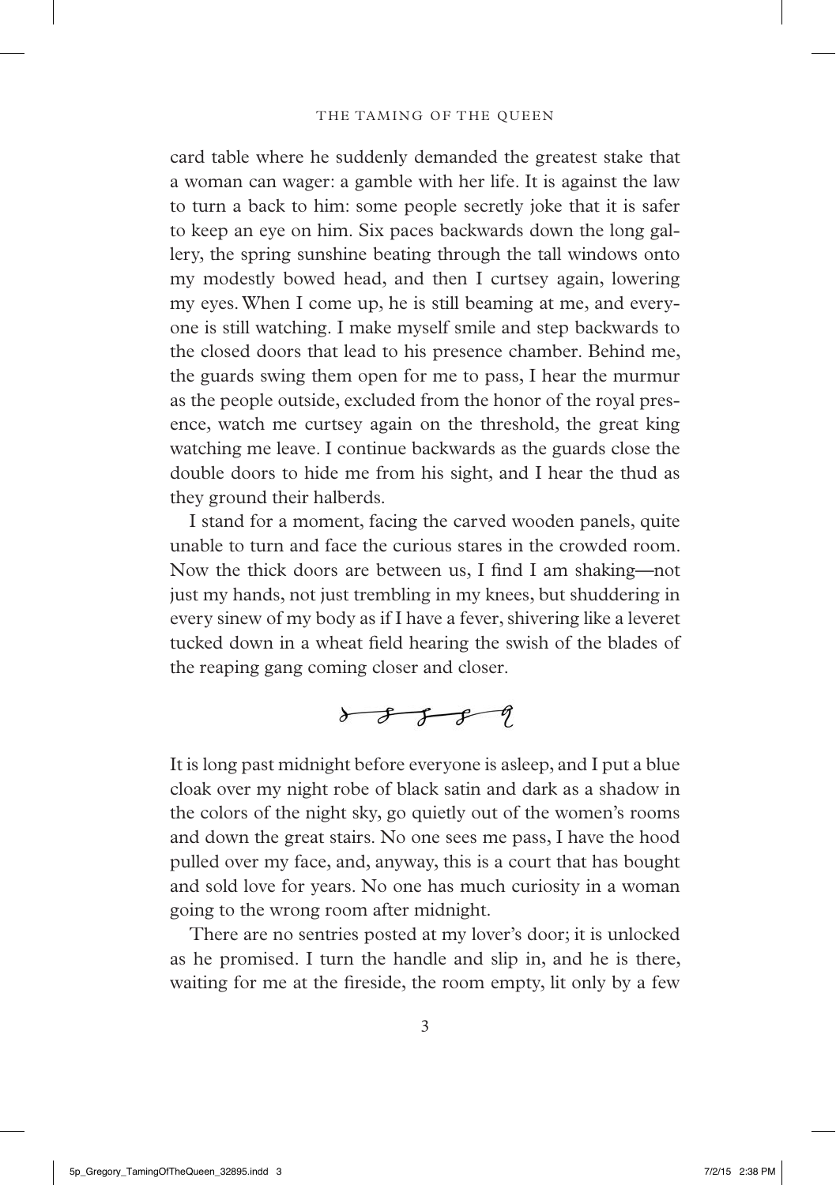card table where he suddenly demanded the greatest stake that a woman can wager: a gamble with her life. It is against the law to turn a back to him: some people secretly joke that it is safer to keep an eye on him. Six paces backwards down the long gallery, the spring sunshine beating through the tall windows onto my modestly bowed head, and then I curtsey again, lowering my eyes. When I come up, he is still beaming at me, and everyone is still watching. I make myself smile and step backwards to the closed doors that lead to his presence chamber. Behind me, the guards swing them open for me to pass, I hear the murmur as the people outside, excluded from the honor of the royal presence, watch me curtsey again on the threshold, the great king watching me leave. I continue backwards as the guards close the double doors to hide me from his sight, and I hear the thud as they ground their halberds.

I stand for a moment, facing the carved wooden panels, quite unable to turn and face the curious stares in the crowded room. Now the thick doors are between us, I find I am shaking—not just my hands, not just trembling in my knees, but shuddering in every sinew of my body as if I have a fever, shivering like a leveret tucked down in a wheat field hearing the swish of the blades of the reaping gang coming closer and closer.

It is long past midnight before everyone is asleep, and I put a blue cloak over my night robe of black satin and dark as a shadow in the colors of the night sky, go quietly out of the women's rooms and down the great stairs. No one sees me pass, I have the hood pulled over my face, and, anyway, this is a court that has bought and sold love for years. No one has much curiosity in a woman going to the wrong room after midnight.

There are no sentries posted at my lover's door; it is unlocked as he promised. I turn the handle and slip in, and he is there, waiting for me at the fireside, the room empty, lit only by a few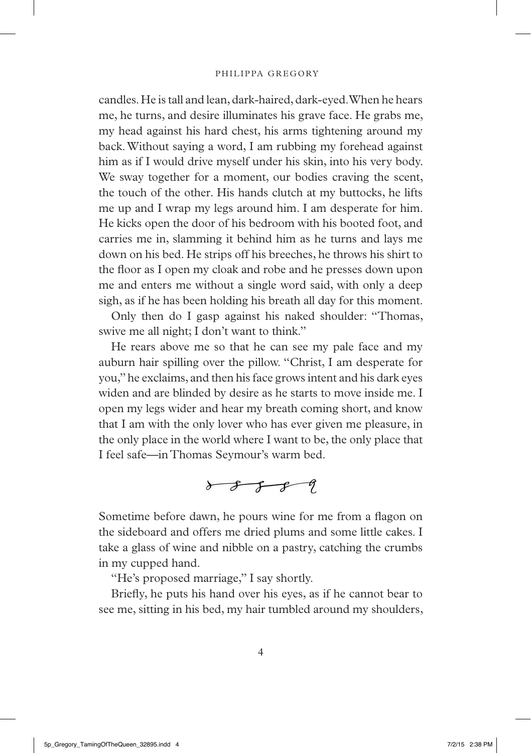candles. He is tall and lean, dark-haired, dark-eyed. When he hears me, he turns, and desire illuminates his grave face. He grabs me, my head against his hard chest, his arms tightening around my back. Without saying a word, I am rubbing my forehead against him as if I would drive myself under his skin, into his very body. We sway together for a moment, our bodies craving the scent, the touch of the other. His hands clutch at my buttocks, he lifts me up and I wrap my legs around him. I am desperate for him. He kicks open the door of his bedroom with his booted foot, and carries me in, slamming it behind him as he turns and lays me down on his bed. He strips off his breeches, he throws his shirt to the floor as I open my cloak and robe and he presses down upon me and enters me without a single word said, with only a deep sigh, as if he has been holding his breath all day for this moment.

Only then do I gasp against his naked shoulder: "Thomas, swive me all night; I don't want to think."

He rears above me so that he can see my pale face and my auburn hair spilling over the pillow. "Christ, I am desperate for you," he exclaims, and then his face grows intent and his dark eyes widen and are blinded by desire as he starts to move inside me. I open my legs wider and hear my breath coming short, and know that I am with the only lover who has ever given me pleasure, in the only place in the world where I want to be, the only place that I feel safe—in Thomas Seymour's warm bed.

Sometime before dawn, he pours wine for me from a flagon on the sideboard and offers me dried plums and some little cakes. I take a glass of wine and nibble on a pastry, catching the crumbs in my cupped hand.

"He's proposed marriage," I say shortly.

Briefly, he puts his hand over his eyes, as if he cannot bear to see me, sitting in his bed, my hair tumbled around my shoulders,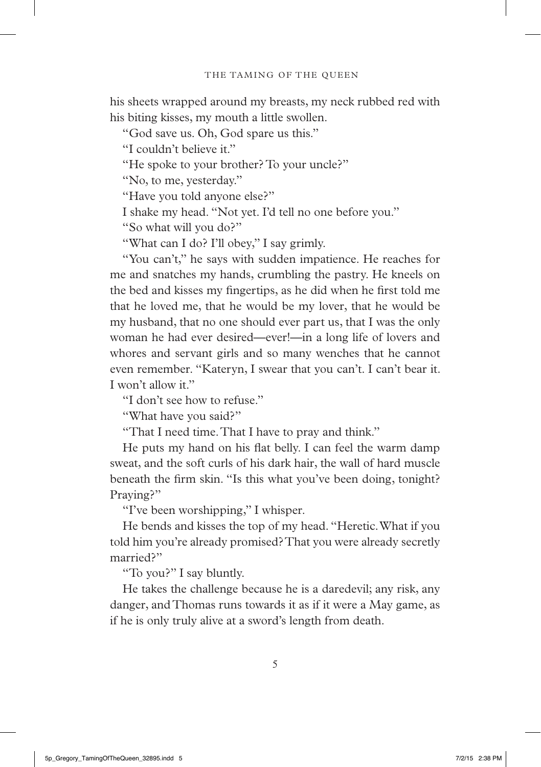his sheets wrapped around my breasts, my neck rubbed red with his biting kisses, my mouth a little swollen.

"God save us. Oh, God spare us this."

"I couldn't believe it."

"He spoke to your brother? To your uncle?"

"No, to me, yesterday."

"Have you told anyone else?"

I shake my head. "Not yet. I'd tell no one before you."

"So what will you do?"

"What can I do? I'll obey," I say grimly.

"You can't," he says with sudden impatience. He reaches for me and snatches my hands, crumbling the pastry. He kneels on the bed and kisses my fingertips, as he did when he first told me that he loved me, that he would be my lover, that he would be my husband, that no one should ever part us, that I was the only woman he had ever desired—ever!—in a long life of lovers and whores and servant girls and so many wenches that he cannot even remember. "Kateryn, I swear that you can't. I can't bear it. I won't allow it."

"I don't see how to refuse."

"What have you said?"

"That I need time. That I have to pray and think."

He puts my hand on his flat belly. I can feel the warm damp sweat, and the soft curls of his dark hair, the wall of hard muscle beneath the firm skin. "Is this what you've been doing, tonight? Praying?"

"I've been worshipping," I whisper.

He bends and kisses the top of my head. "Heretic. What if you told him you're already promised? That you were already secretly married?"

"To you?" I say bluntly.

He takes the challenge because he is a daredevil; any risk, any danger, and Thomas runs towards it as if it were a May game, as if he is only truly alive at a sword's length from death.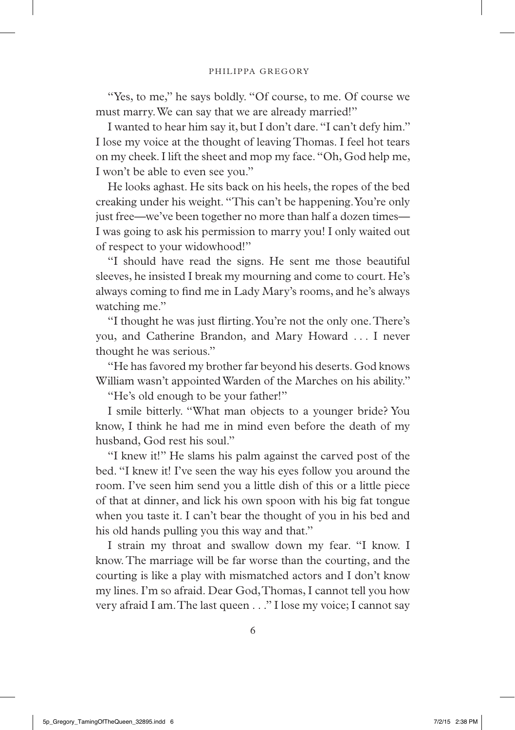"Yes, to me," he says boldly. "Of course, to me. Of course we must marry. We can say that we are already married!"

I wanted to hear him say it, but I don't dare. "I can't defy him." I lose my voice at the thought of leaving Thomas. I feel hot tears on my cheek. I lift the sheet and mop my face. "Oh, God help me, I won't be able to even see you."

He looks aghast. He sits back on his heels, the ropes of the bed creaking under his weight. "This can't be happening. You're only just free—we've been together no more than half a dozen times—I was going to ask his permission to marry you! I only waited out of respect to your widowhood!"

"I should have read the signs. He sent me those beautiful sleeves, he insisted I break my mourning and come to court. He's always coming to find me in Lady Mary's rooms, and he's always watching me."

"I thought he was just flirting. You're not the only one. There's you, and Catherine Brandon, and Mary Howard . . . I never thought he was serious."

"He has favored my brother far beyond his deserts. God knows William wasn't appointed Warden of the Marches on his ability."

"He's old enough to be your father!"

I smile bitterly. "What man objects to a younger bride? You know, I think he had me in mind even before the death of my husband, God rest his soul."

"I knew it!" He slams his palm against the carved post of the bed. "I knew it! I've seen the way his eyes follow you around the room. I've seen him send you a little dish of this or a little piece of that at dinner, and lick his own spoon with his big fat tongue when you taste it. I can't bear the thought of you in his bed and his old hands pulling you this way and that."

I strain my throat and swallow down my fear. "I know. I know. The marriage will be far worse than the courting, and the courting is like a play with mismatched actors and I don't know my lines. I'm so afraid. Dear God, Thomas, I cannot tell you how very afraid I am. The last queen . . ." I lose my voice; I cannot say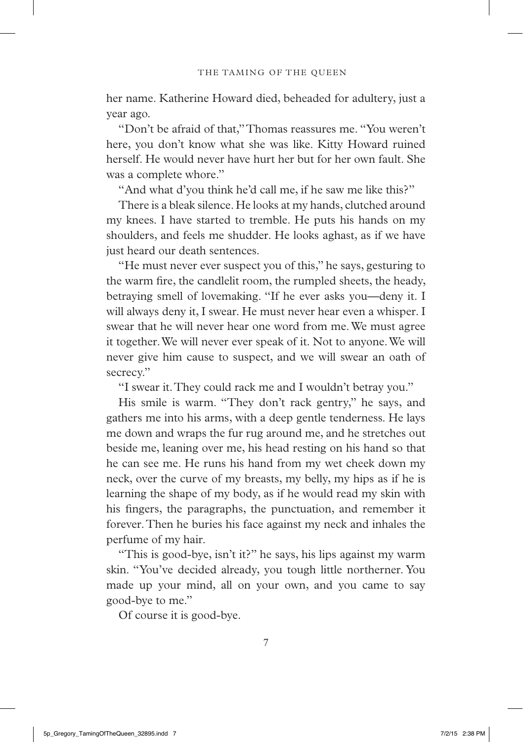her name. Katherine Howard died, beheaded for adultery, just a year ago.

"Don't be afraid of that," Thomas reassures me. "You weren't here, you don't know what she was like. Kitty Howard ruined herself. He would never have hurt her but for her own fault. She was a complete whore."

"And what d'you think he'd call me, if he saw me like this?"

There is a bleak silence. He looks at my hands, clutched around my knees. I have started to tremble. He puts his hands on my shoulders, and feels me shudder. He looks aghast, as if we have just heard our death sentences.

"He must never ever suspect you of this," he says, gesturing to the warm fire, the candlelit room, the rumpled sheets, the heady, betraying smell of lovemaking. "If he ever asks you—deny it. I will always deny it, I swear. He must never hear even a whisper. I swear that he will never hear one word from me. We must agree it together. We will never ever speak of it. Not to anyone. We will never give him cause to suspect, and we will swear an oath of secrecy."

"I swear it. They could rack me and I wouldn't betray you."

His smile is warm. "They don't rack gentry," he says, and gathers me into his arms, with a deep gentle tenderness. He lays me down and wraps the fur rug around me, and he stretches out beside me, leaning over me, his head resting on his hand so that he can see me. He runs his hand from my wet cheek down my neck, over the curve of my breasts, my belly, my hips as if he is learning the shape of my body, as if he would read my skin with his fingers, the paragraphs, the punctuation, and remember it forever. Then he buries his face against my neck and inhales the perfume of my hair.

"This is good-bye, isn't it?" he says, his lips against my warm skin. "You've decided already, you tough little northerner. You made up your mind, all on your own, and you came to say good-bye to me."

Of course it is good-bye.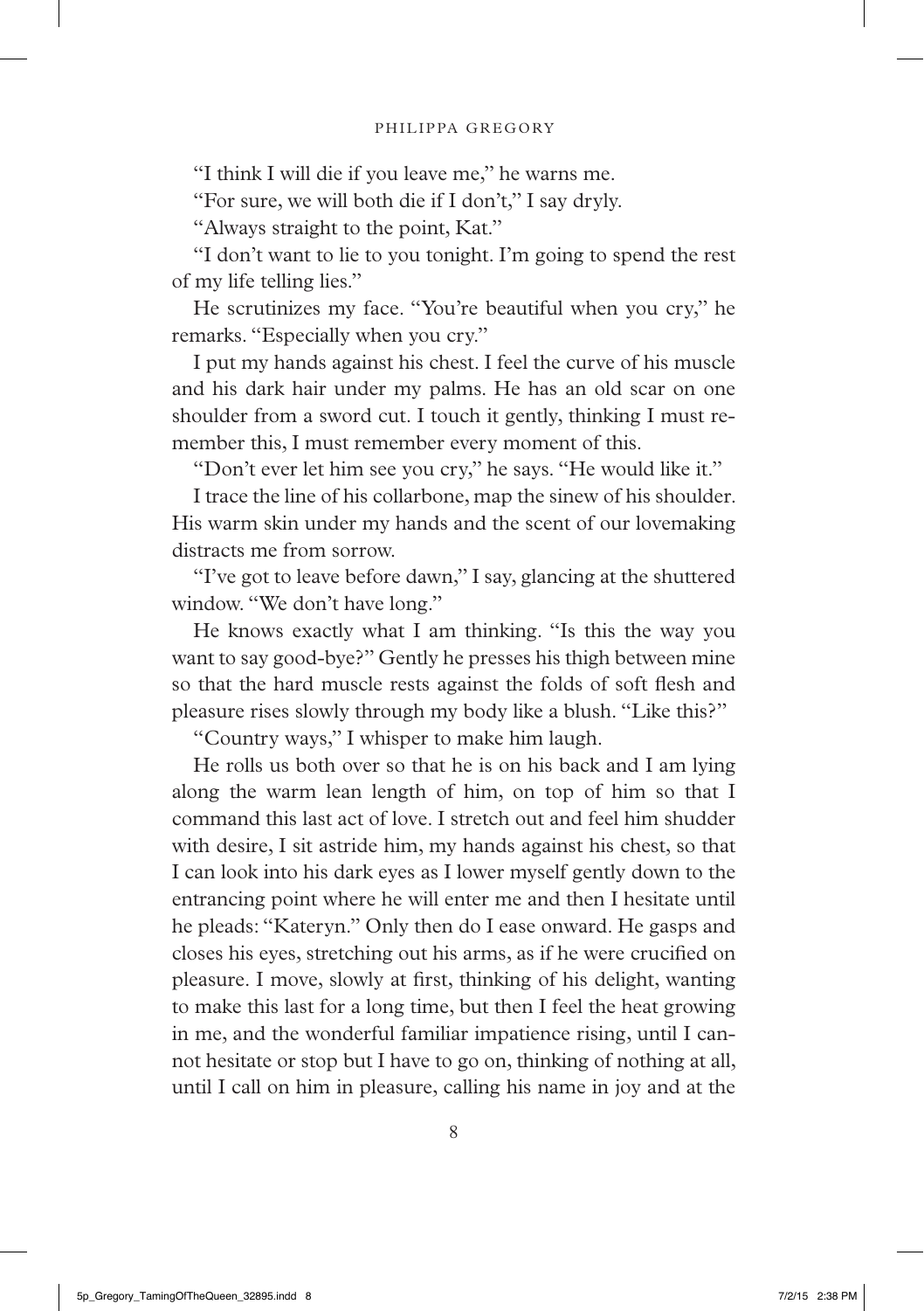"I think I will die if you leave me," he warns me.

"For sure, we will both die if I don't," I say dryly.

"Always straight to the point, Kat."

"I don't want to lie to you tonight. I'm going to spend the rest of my life telling lies."

He scrutinizes my face. "You're beautiful when you cry," he remarks. "Especially when you cry."

I put my hands against his chest. I feel the curve of his muscle and his dark hair under my palms. He has an old scar on one shoulder from a sword cut. I touch it gently, thinking I must remember this, I must remember every moment of this.

"Don't ever let him see you cry," he says. "He would like it."

I trace the line of his collarbone, map the sinew of his shoulder. His warm skin under my hands and the scent of our lovemaking distracts me from sorrow.

"I've got to leave before dawn," I say, glancing at the shuttered window. "We don't have long."

He knows exactly what I am thinking. "Is this the way you want to say good-bye?" Gently he presses his thigh between mine so that the hard muscle rests against the folds of soft flesh and pleasure rises slowly through my body like a blush. "Like this?"

"Country ways," I whisper to make him laugh.

He rolls us both over so that he is on his back and I am lying along the warm lean length of him, on top of him so that I command this last act of love. I stretch out and feel him shudder with desire, I sit astride him, my hands against his chest, so that I can look into his dark eyes as I lower myself gently down to the entrancing point where he will enter me and then I hesitate until he pleads: "Kateryn." Only then do I ease onward. He gasps and closes his eyes, stretching out his arms, as if he were crucified on pleasure. I move, slowly at first, thinking of his delight, wanting to make this last for a long time, but then I feel the heat growing in me, and the wonderful familiar impatience rising, until I cannot hesitate or stop but I have to go on, thinking of nothing at all, until I call on him in pleasure, calling his name in joy and at the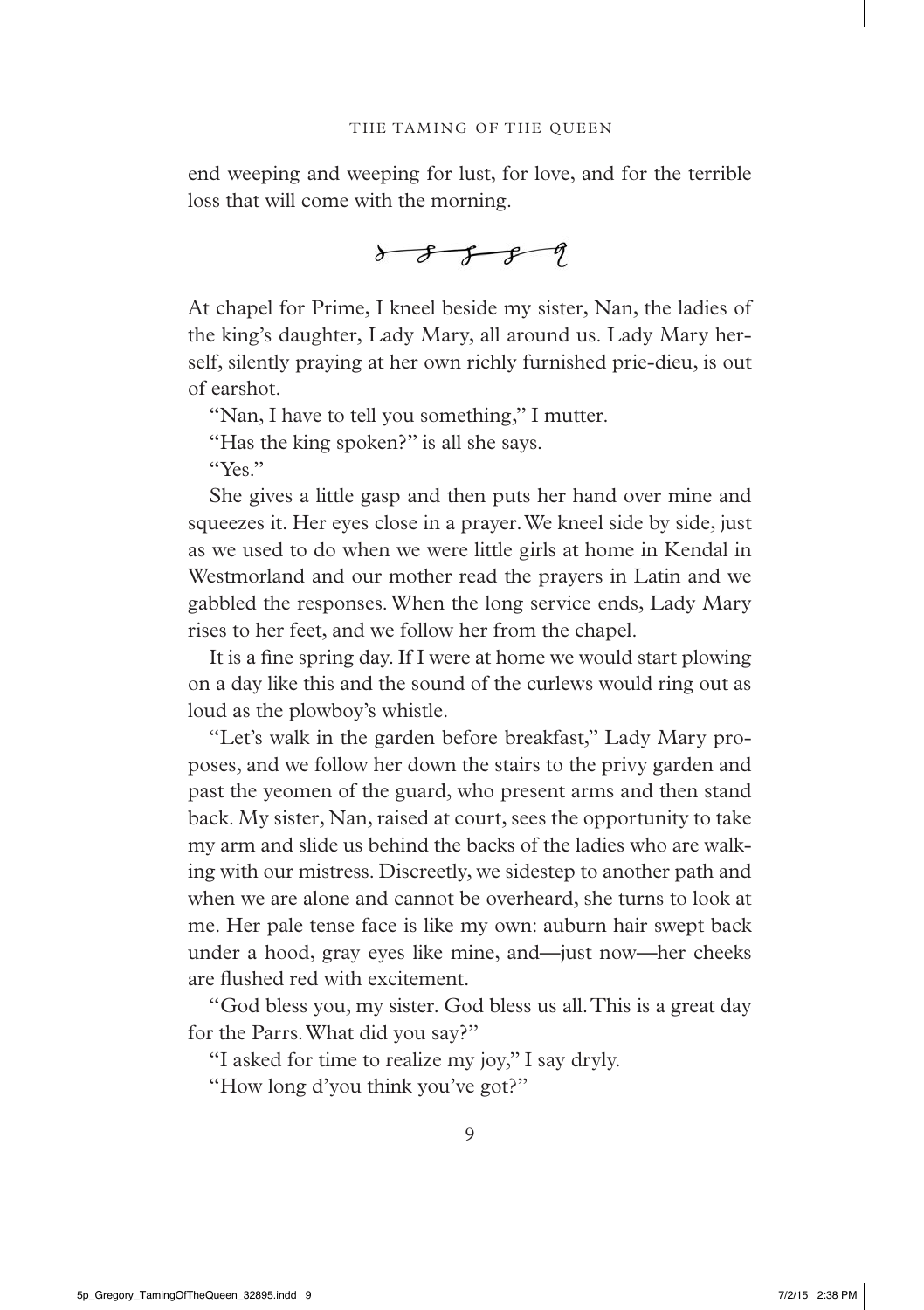end weeping and weeping for lust, for love, and for the terrible loss that will come with the morning.

At chapel for Prime, I kneel beside my sister, Nan, the ladies of the king's daughter, Lady Mary, all around us. Lady Mary herself, silently praying at her own richly furnished prie-dieu, is out of earshot.

"Nan, I have to tell you something," I mutter.

"Has the king spoken?" is all she says.

"Yes."

She gives a little gasp and then puts her hand over mine and squeezes it. Her eyes close in a prayer. We kneel side by side, just as we used to do when we were little girls at home in Kendal in Westmorland and our mother read the prayers in Latin and we gabbled the responses. When the long service ends, Lady Mary rises to her feet, and we follow her from the chapel.

It is a fine spring day. If I were at home we would start plowing on a day like this and the sound of the curlews would ring out as loud as the plowboy's whistle.

"Let's walk in the garden before breakfast," Lady Mary proposes, and we follow her down the stairs to the privy garden and past the yeomen of the guard, who present arms and then stand back. My sister, Nan, raised at court, sees the opportunity to take my arm and slide us behind the backs of the ladies who are walking with our mistress. Discreetly, we sidestep to another path and when we are alone and cannot be overheard, she turns to look at me. Her pale tense face is like my own: auburn hair swept back under a hood, gray eyes like mine, and—just now—her cheeks are flushed red with excitement.

"God bless you, my sister. God bless us all. This is a great day for the Parrs. What did you say?"

"I asked for time to realize my joy," I say dryly.

"How long d'you think you've got?"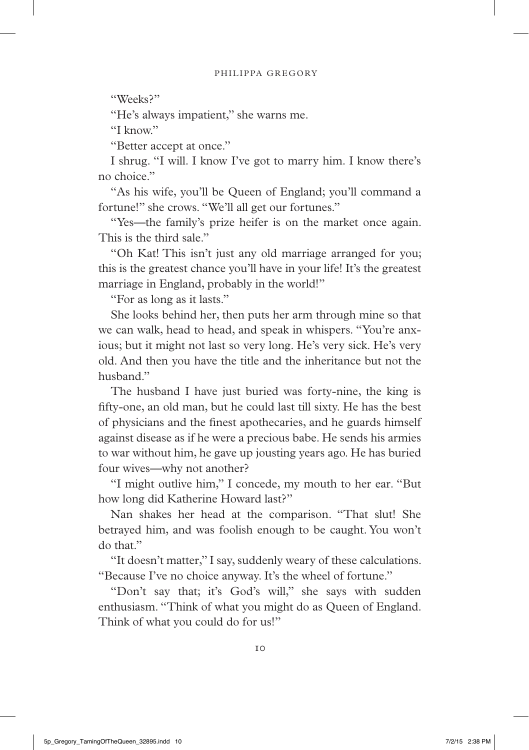"Weeks?"

"He's always impatient," she warns me.

"I know."

"Better accept at once."

I shrug. "I will. I know I've got to marry him. I know there's no choice."

"As his wife, you'll be Queen of England; you'll command a fortune!" she crows. "We'll all get our fortunes."

"Yes—the family's prize heifer is on the market once again. This is the third sale."

"Oh Kat! This isn't just any old marriage arranged for you; this is the greatest chance you'll have in your life! It's the greatest marriage in England, probably in the world!"

"For as long as it lasts."

She looks behind her, then puts her arm through mine so that we can walk, head to head, and speak in whispers. "You're anxious; but it might not last so very long. He's very sick. He's very old. And then you have the title and the inheritance but not the husband."

The husband I have just buried was forty-nine, the king is fifty-one, an old man, but he could last till sixty. He has the best of physicians and the finest apothecaries, and he guards himself against disease as if he were a precious babe. He sends his armies to war without him, he gave up jousting years ago. He has buried four wives—why not another?

"I might outlive him," I concede, my mouth to her ear. "But how long did Katherine Howard last?"

Nan shakes her head at the comparison. "That slut! She betrayed him, and was foolish enough to be caught. You won't do that."

"It doesn't matter," I say, suddenly weary of these calculations. "Because I've no choice anyway. It's the wheel of fortune."

"Don't say that; it's God's will," she says with sudden enthusiasm. "Think of what you might do as Queen of England. Think of what you could do for us!"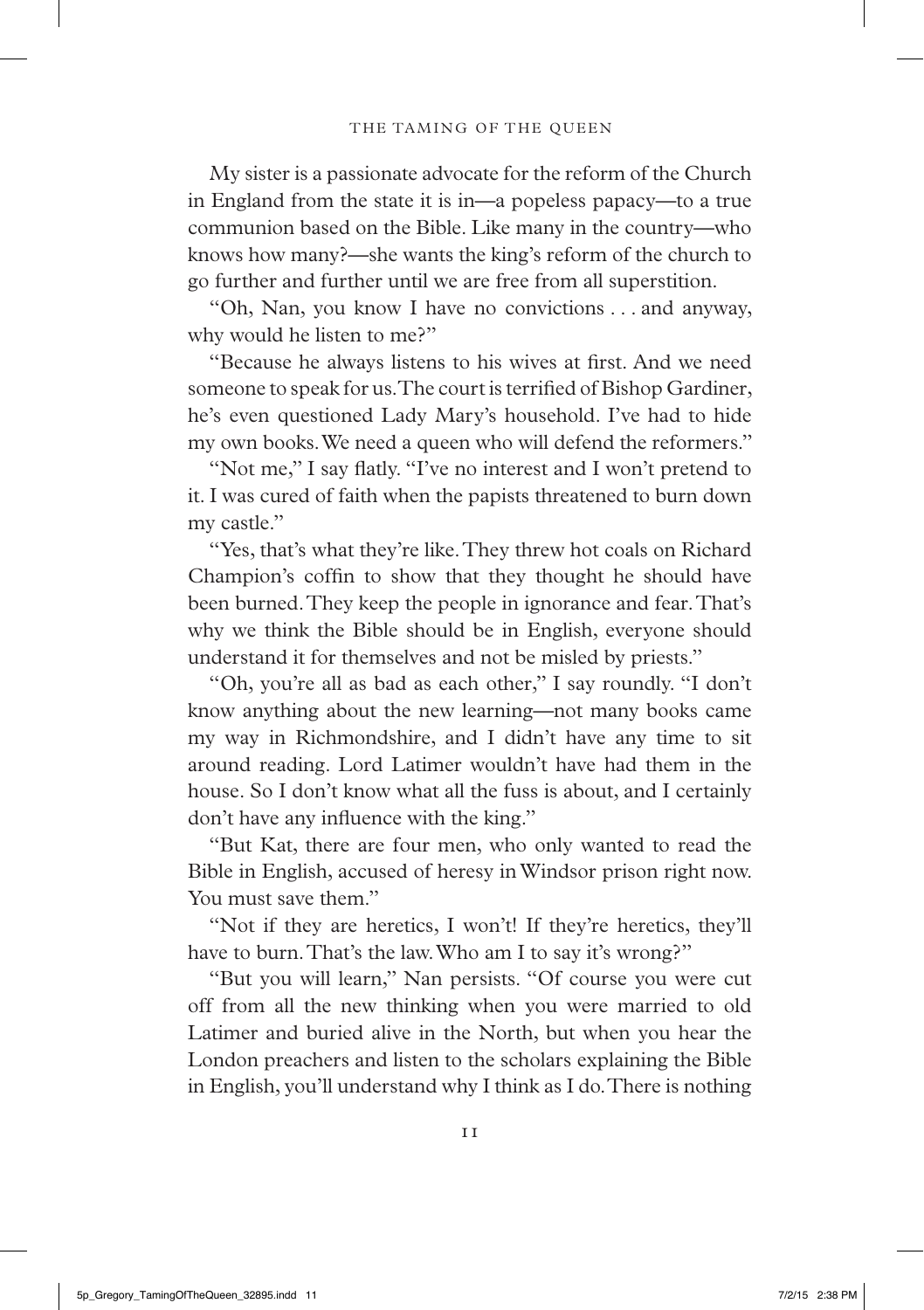My sister is a passionate advocate for the reform of the Church in England from the state it is in—a popeless papacy—to a true communion based on the Bible. Like many in the country—who knows how many?—she wants the king's reform of the church to go further and further until we are free from all superstition.

"Oh, Nan, you know I have no convictions . . . and anyway, why would he listen to me?"

"Because he always listens to his wives at first. And we need someone to speak for us. The court is terrified of Bishop Gardiner, he's even questioned Lady Mary's household. I've had to hide my own books. We need a queen who will defend the reformers."

"Not me," I say flatly. "I've no interest and I won't pretend to it. I was cured of faith when the papists threatened to burn down my castle."

"Yes, that's what they're like. They threw hot coals on Richard Champion's coffin to show that they thought he should have been burned. They keep the people in ignorance and fear. That's why we think the Bible should be in English, everyone should understand it for themselves and not be misled by priests."

"Oh, you're all as bad as each other," I say roundly. "I don't know anything about the new learning—not many books came my way in Richmondshire, and I didn't have any time to sit around reading. Lord Latimer wouldn't have had them in the house. So I don't know what all the fuss is about, and I certainly don't have any influence with the king."

"But Kat, there are four men, who only wanted to read the Bible in English, accused of heresy in Windsor prison right now. You must save them."

"Not if they are heretics, I won't! If they're heretics, they'll have to burn. That's the law. Who am I to say it's wrong?"

"But you will learn," Nan persists. "Of course you were cut off from all the new thinking when you were married to old Latimer and buried alive in the North, but when you hear the London preachers and listen to the scholars explaining the Bible in English, you'll understand why I think as I do. There is nothing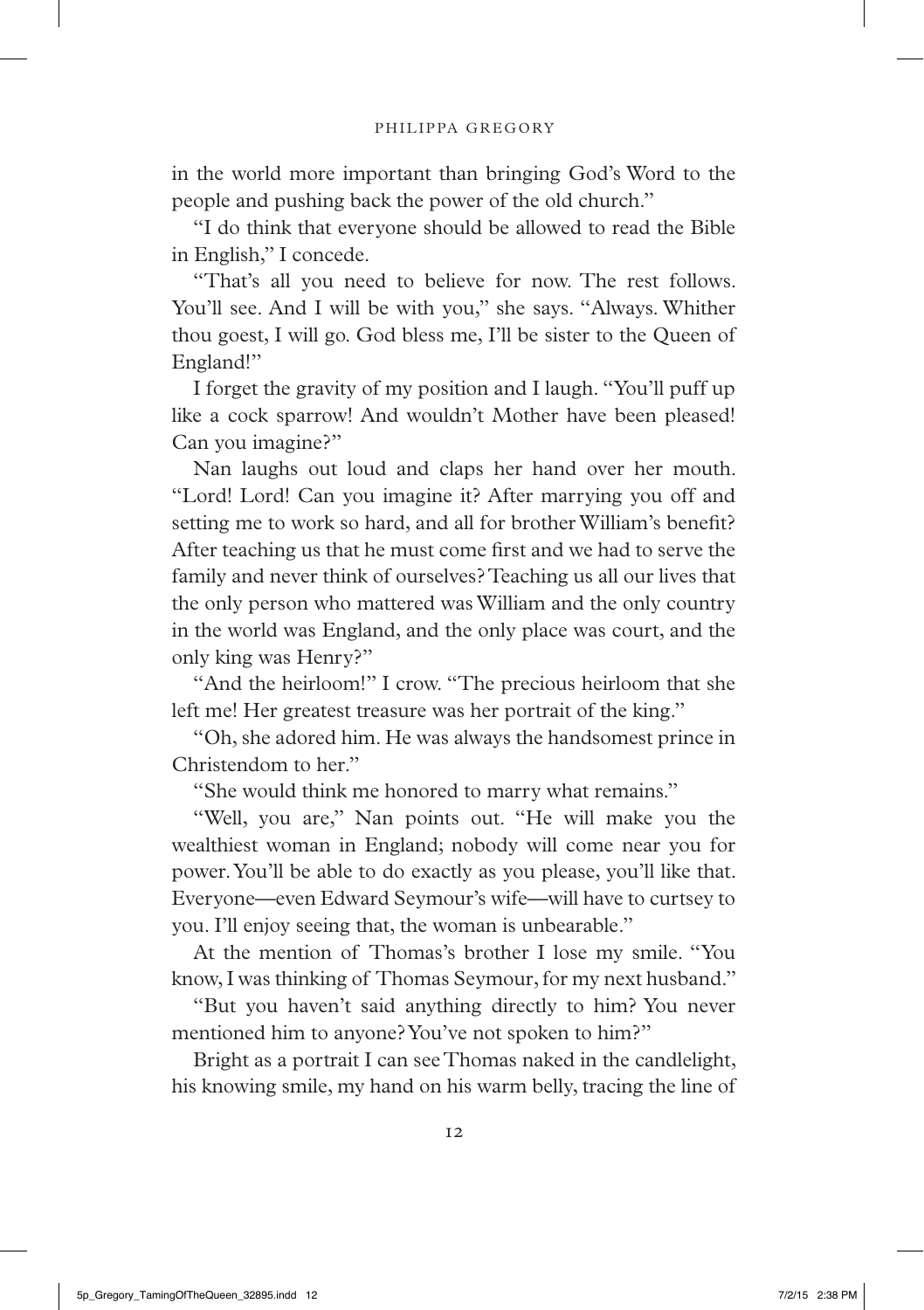in the world more important than bringing God's Word to the people and pushing back the power of the old church."

"I do think that everyone should be allowed to read the Bible in English," I concede.

"That's all you need to believe for now. The rest follows. You'll see. And I will be with you," she says. "Always. Whither thou goest, I will go. God bless me, I'll be sister to the Queen of England!"

I forget the gravity of my position and I laugh. "You'll puff up like a cock sparrow! And wouldn't Mother have been pleased! Can you imagine?"

Nan laughs out loud and claps her hand over her mouth. "Lord! Lord! Can you imagine it? After marrying you off and setting me to work so hard, and all for brother William's benefit? After teaching us that he must come first and we had to serve the family and never think of ourselves? Teaching us all our lives that the only person who mattered was William and the only country in the world was England, and the only place was court, and the only king was Henry?"

"And the heirloom!" I crow. "The precious heirloom that she left me! Her greatest treasure was her portrait of the king."

"Oh, she adored him. He was always the handsomest prince in Christendom to her."

"She would think me honored to marry what remains."

"Well, you are," Nan points out. "He will make you the wealthiest woman in England; nobody will come near you for power. You'll be able to do exactly as you please, you'll like that. Everyone—even Edward Seymour's wife—will have to curtsey to you. I'll enjoy seeing that, the woman is unbearable."

At the mention of Thomas's brother I lose my smile. "You know, I was thinking of Thomas Seymour, for my next husband."

"But you haven't said anything directly to him? You never mentioned him to anyone? You've not spoken to him?"

Bright as a portrait I can see Thomas naked in the candlelight, his knowing smile, my hand on his warm belly, tracing the line of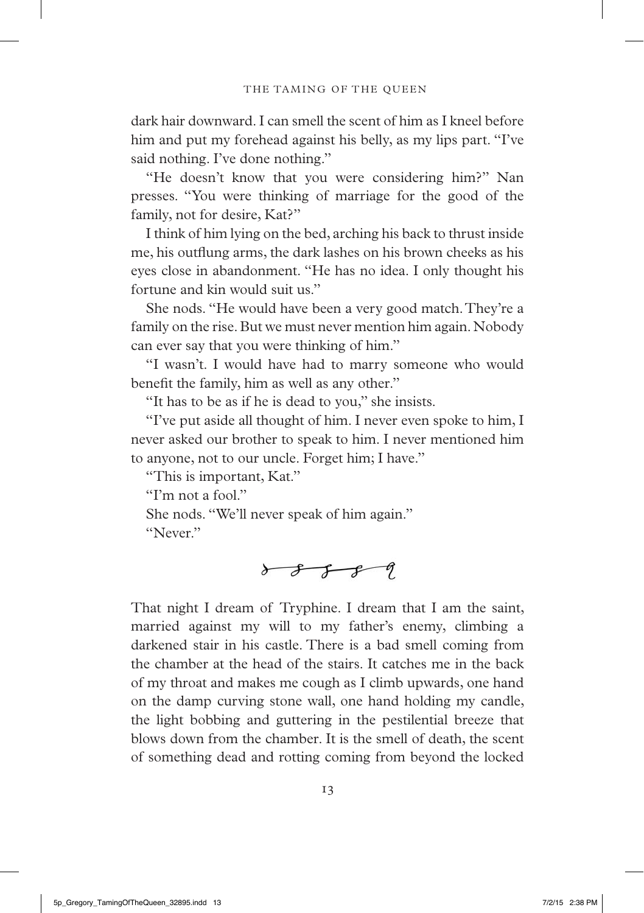dark hair downward. I can smell the scent of him as I kneel before him and put my forehead against his belly, as my lips part. "I've said nothing. I've done nothing."

"He doesn't know that you were considering him?" Nan presses. "You were thinking of marriage for the good of the family, not for desire, Kat?"

I think of him lying on the bed, arching his back to thrust inside me, his outflung arms, the dark lashes on his brown cheeks as his eyes close in abandonment. "He has no idea. I only thought his fortune and kin would suit us."

She nods. "He would have been a very good match. They're a family on the rise. But we must never mention him again. Nobody can ever say that you were thinking of him."

"I wasn't. I would have had to marry someone who would benefit the family, him as well as any other."

"It has to be as if he is dead to you," she insists.

"I've put aside all thought of him. I never even spoke to him, I never asked our brother to speak to him. I never mentioned him to anyone, not to our uncle. Forget him; I have."

"This is important, Kat."

"I'm not a fool."

She nods. "We'll never speak of him again."

"Never."

---

That night I dream of Tryphine. I dream that I am the saint, married against my will to my father's enemy, climbing a darkened stair in his castle. There is a bad smell coming from the chamber at the head of the stairs. It catches me in the back of my throat and makes me cough as I climb upwards, one hand on the damp curving stone wall, one hand holding my candle, the light bobbing and guttering in the pestilential breeze that blows down from the chamber. It is the smell of death, the scent of something dead and rotting coming from beyond the locked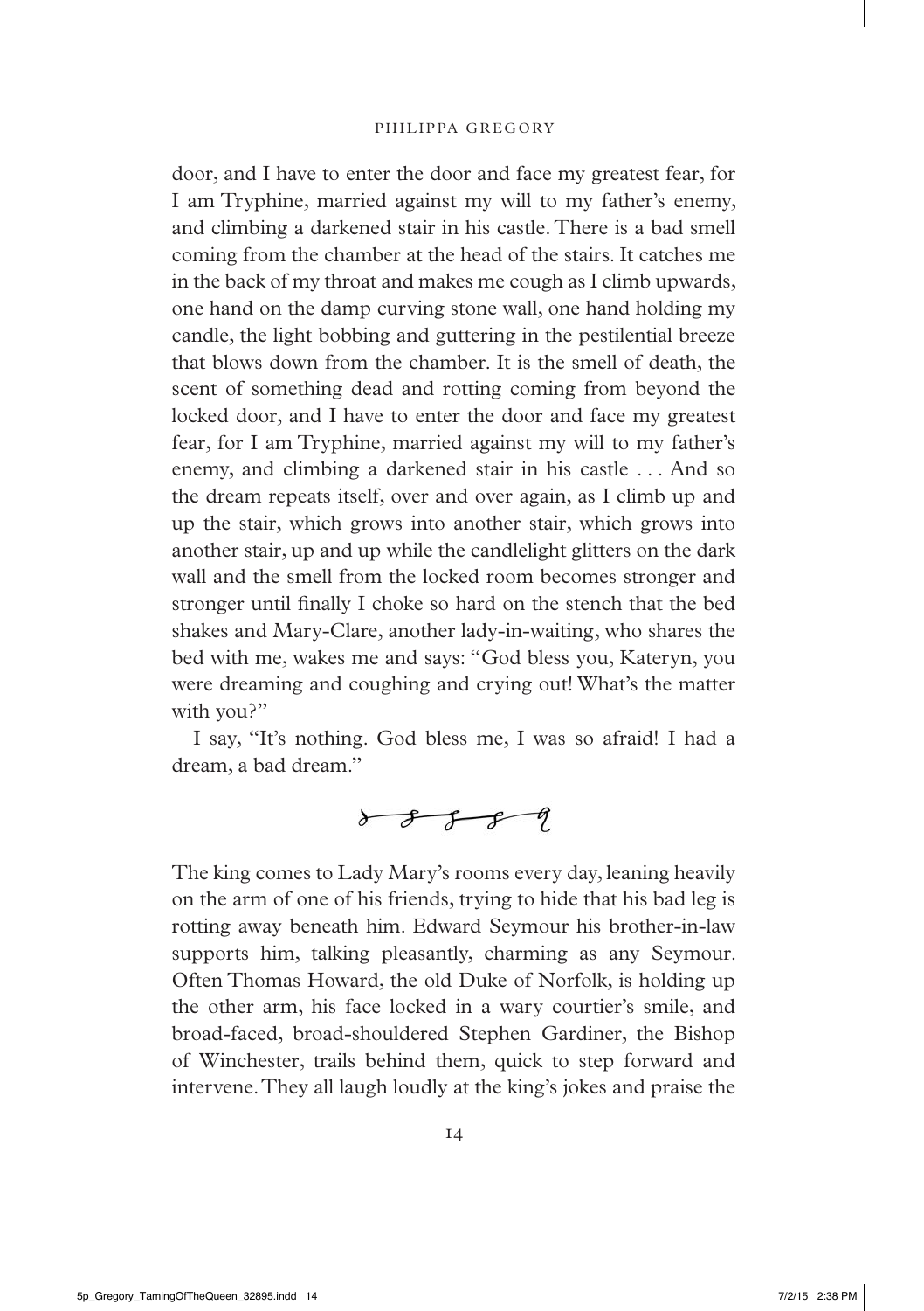door, and I have to enter the door and face my greatest fear, for I am Tryphine, married against my will to my father's enemy, and climbing a darkened stair in his castle. There is a bad smell coming from the chamber at the head of the stairs. It catches me in the back of my throat and makes me cough as I climb upwards, one hand on the damp curving stone wall, one hand holding my candle, the light bobbing and guttering in the pestilential breeze that blows down from the chamber. It is the smell of death, the scent of something dead and rotting coming from beyond the locked door, and I have to enter the door and face my greatest fear, for I am Tryphine, married against my will to my father's enemy, and climbing a darkened stair in his castle . . . And so the dream repeats itself, over and over again, as I climb up and up the stair, which grows into another stair, which grows into another stair, up and up while the candlelight glitters on the dark wall and the smell from the locked room becomes stronger and stronger until finally I choke so hard on the stench that the bed shakes and Mary-Clare, another lady-in-waiting, who shares the bed with me, wakes me and says: "God bless you, Kateryn, you were dreaming and coughing and crying out! What's the matter with you?"

I say, "It's nothing. God bless me, I was so afraid! I had a dream, a bad dream."

---

The king comes to Lady Mary's rooms every day, leaning heavily on the arm of one of his friends, trying to hide that his bad leg is rotting away beneath him. Edward Seymour his brother-in-law supports him, talking pleasantly, charming as any Seymour. Often Thomas Howard, the old Duke of Norfolk, is holding up the other arm, his face locked in a wary courtier's smile, and broad-faced, broad-shouldered Stephen Gardiner, the Bishop of Winchester, trails behind them, quick to step forward and intervene. They all laugh loudly at the king's jokes and praise the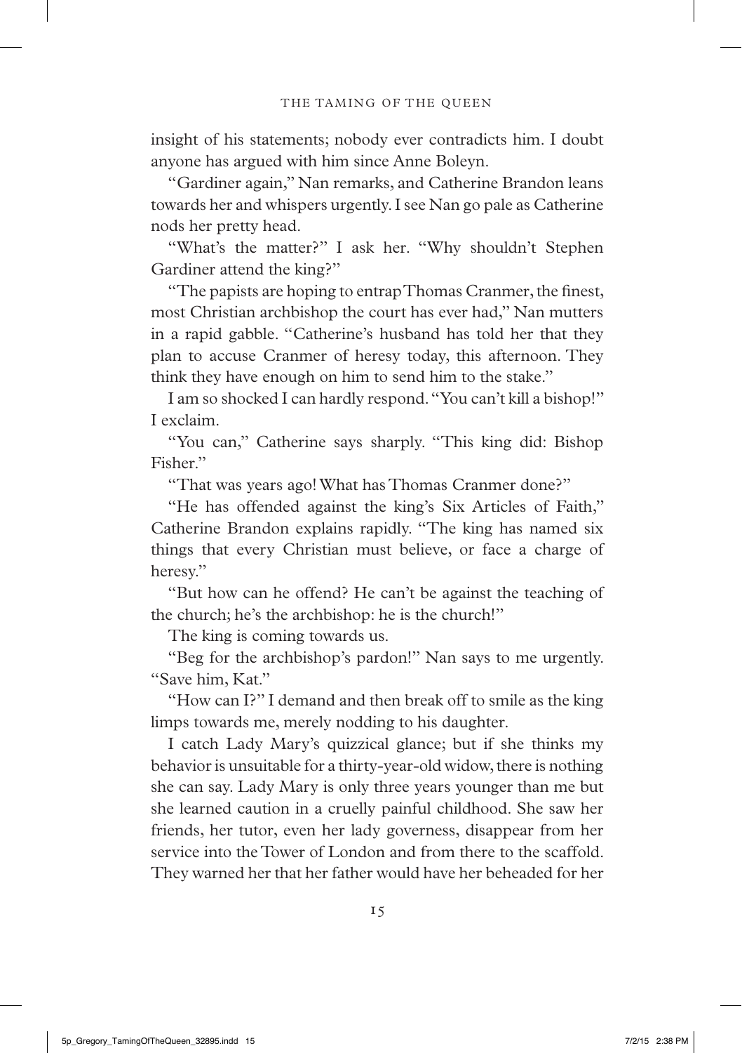insight of his statements; nobody ever contradicts him. I doubt anyone has argued with him since Anne Boleyn.

"Gardiner again," Nan remarks, and Catherine Brandon leans towards her and whispers urgently. I see Nan go pale as Catherine nods her pretty head.

"What's the matter?" I ask her. "Why shouldn't Stephen Gardiner attend the king?"

"The papists are hoping to entrap Thomas Cranmer, the finest, most Christian archbishop the court has ever had," Nan mutters in a rapid gabble. "Catherine's husband has told her that they plan to accuse Cranmer of heresy today, this afternoon. They think they have enough on him to send him to the stake."

I am so shocked I can hardly respond. "You can't kill a bishop!" I exclaim.

"You can," Catherine says sharply. "This king did: Bishop Fisher."

"That was years ago! What has Thomas Cranmer done?"

"He has offended against the king's Six Articles of Faith," Catherine Brandon explains rapidly. "The king has named six things that every Christian must believe, or face a charge of heresy."

"But how can he offend? He can't be against the teaching of the church; he's the archbishop: he is the church!"

The king is coming towards us.

"Beg for the archbishop's pardon!" Nan says to me urgently. "Save him, Kat."

"How can I?" I demand and then break off to smile as the king limps towards me, merely nodding to his daughter.

I catch Lady Mary's quizzical glance; but if she thinks my behavior is unsuitable for a thirty-year-old widow, there is nothing she can say. Lady Mary is only three years younger than me but she learned caution in a cruelly painful childhood. She saw her friends, her tutor, even her lady governess, disappear from her service into the Tower of London and from there to the scaffold. They warned her that her father would have her beheaded for her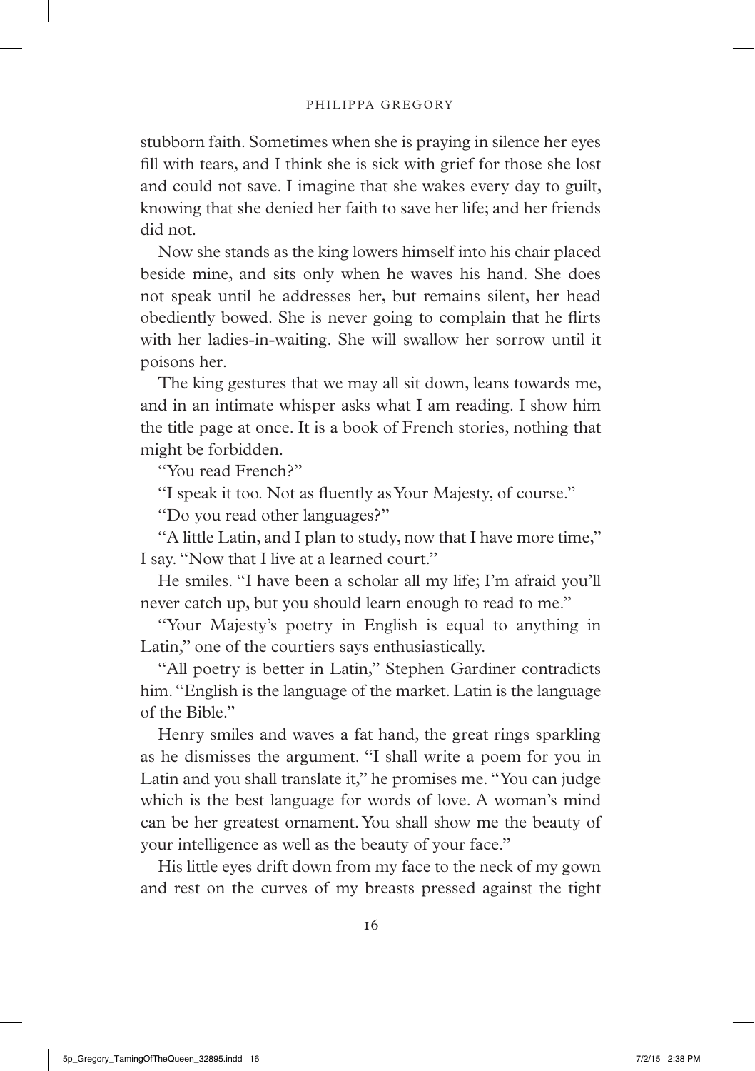stubborn faith. Sometimes when she is praying in silence her eyes fill with tears, and I think she is sick with grief for those she lost and could not save. I imagine that she wakes every day to guilt, knowing that she denied her faith to save her life; and her friends did not.

Now she stands as the king lowers himself into his chair placed beside mine, and sits only when he waves his hand. She does not speak until he addresses her, but remains silent, her head obediently bowed. She is never going to complain that he flirts with her ladies-in-waiting. She will swallow her sorrow until it poisons her.

The king gestures that we may all sit down, leans towards me, and in an intimate whisper asks what I am reading. I show him the title page at once. It is a book of French stories, nothing that might be forbidden.

"You read French?"

"I speak it too. Not as fluently as Your Majesty, of course."

"Do you read other languages?"

"A little Latin, and I plan to study, now that I have more time," I say. "Now that I live at a learned court."

He smiles. "I have been a scholar all my life; I'm afraid you'll never catch up, but you should learn enough to read to me."

"Your Majesty's poetry in English is equal to anything in Latin," one of the courtiers says enthusiastically.

"All poetry is better in Latin," Stephen Gardiner contradicts him. "English is the language of the market. Latin is the language of the Bible."

Henry smiles and waves a fat hand, the great rings sparkling as he dismisses the argument. "I shall write a poem for you in Latin and you shall translate it," he promises me. "You can judge which is the best language for words of love. A woman's mind can be her greatest ornament. You shall show me the beauty of your intelligence as well as the beauty of your face."

His little eyes drift down from my face to the neck of my gown and rest on the curves of my breasts pressed against the tight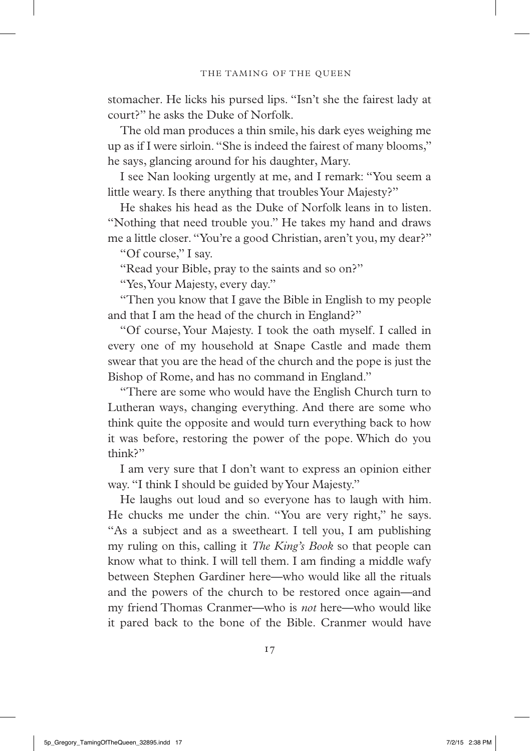stomacher. He licks his pursed lips. "Isn't she the fairest lady at court?" he asks the Duke of Norfolk.

The old man produces a thin smile, his dark eyes weighing me up as if I were sirloin. "She is indeed the fairest of many blooms," he says, glancing around for his daughter, Mary.

I see Nan looking urgently at me, and I remark: "You seem a little weary. Is there anything that troubles Your Majesty?"

He shakes his head as the Duke of Norfolk leans in to listen. "Nothing that need trouble you." He takes my hand and draws me a little closer. "You're a good Christian, aren't you, my dear?"

"Of course," I say.

"Read your Bible, pray to the saints and so on?"

"Yes, Your Majesty, every day."

"Then you know that I gave the Bible in English to my people and that I am the head of the church in England?"

"Of course, Your Majesty. I took the oath myself. I called in every one of my household at Snape Castle and made them swear that you are the head of the church and the pope is just the Bishop of Rome, and has no command in England."

"There are some who would have the English Church turn to Lutheran ways, changing everything. And there are some who think quite the opposite and would turn everything back to how it was before, restoring the power of the pope. Which do you think?"

I am very sure that I don't want to express an opinion either way. "I think I should be guided by Your Majesty."

He laughs out loud and so everyone has to laugh with him. He chucks me under the chin. "You are very right," he says. "As a subject and as a sweetheart. I tell you, I am publishing my ruling on this, calling it *The King's Book* so that people can know what to think. I will tell them. I am finding a middle wafy between Stephen Gardiner here—who would like all the rituals and the powers of the church to be restored once again—and my friend Thomas Cranmer—who is *not* here—who would like it pared back to the bone of the Bible. Cranmer would have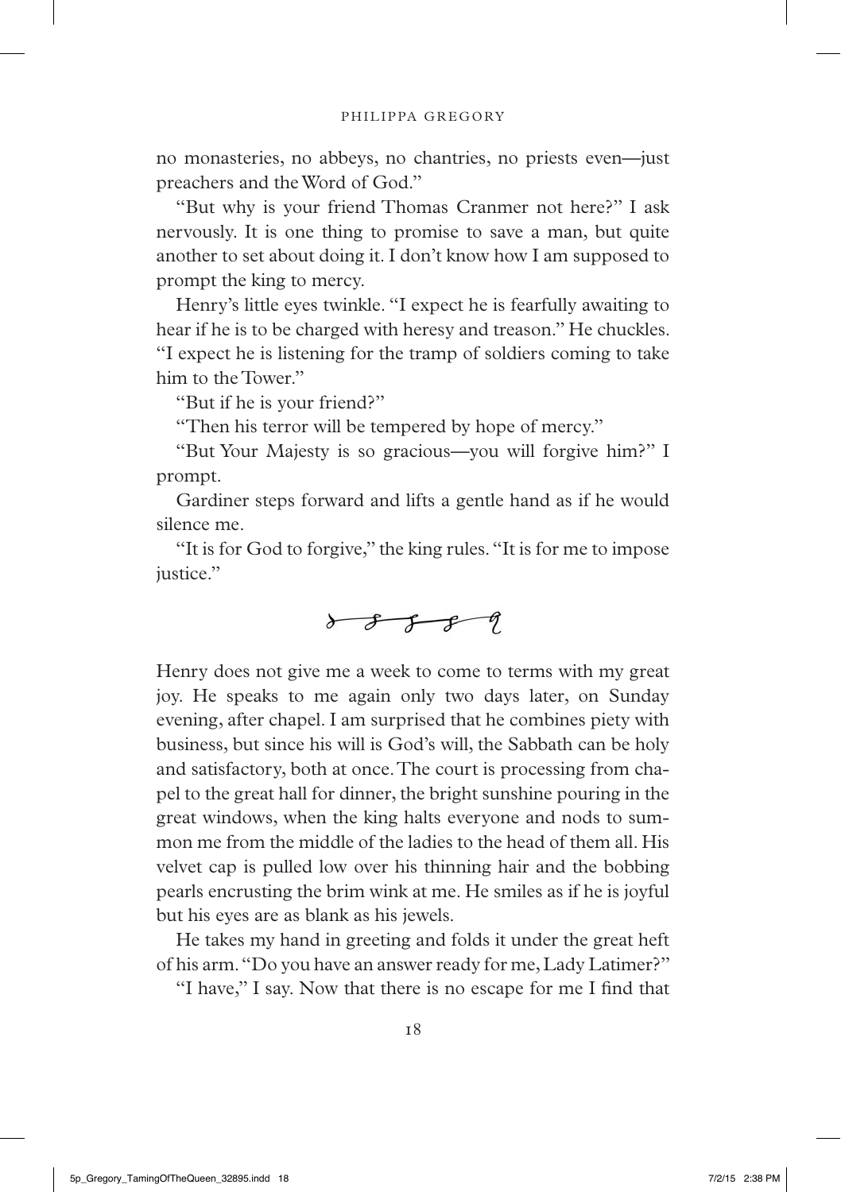no monasteries, no abbeys, no chantries, no priests even—just preachers and the Word of God."

"But why is your friend Thomas Cranmer not here?" I ask nervously. It is one thing to promise to save a man, but quite another to set about doing it. I don't know how I am supposed to prompt the king to mercy.

Henry's little eyes twinkle. "I expect he is fearfully awaiting to hear if he is to be charged with heresy and treason." He chuckles. "I expect he is listening for the tramp of soldiers coming to take him to the Tower."

"But if he is your friend?"

"Then his terror will be tempered by hope of mercy."

"But Your Majesty is so gracious—you will forgive him?" I prompt.

Gardiner steps forward and lifts a gentle hand as if he would silence me.

"It is for God to forgive," the king rules. "It is for me to impose justice."

---

Henry does not give me a week to come to terms with my great joy. He speaks to me again only two days later, on Sunday evening, after chapel. I am surprised that he combines piety with business, but since his will is God's will, the Sabbath can be holy and satisfactory, both at once. The court is processing from chapel to the great hall for dinner, the bright sunshine pouring in the great windows, when the king halts everyone and nods to summon me from the middle of the ladies to the head of them all. His velvet cap is pulled low over his thinning hair and the bobbing pearls encrusting the brim wink at me. He smiles as if he is joyful but his eyes are as blank as his jewels.

He takes my hand in greeting and folds it under the great heft of his arm. "Do you have an answer ready for me, Lady Latimer?"

"I have," I say. Now that there is no escape for me I find that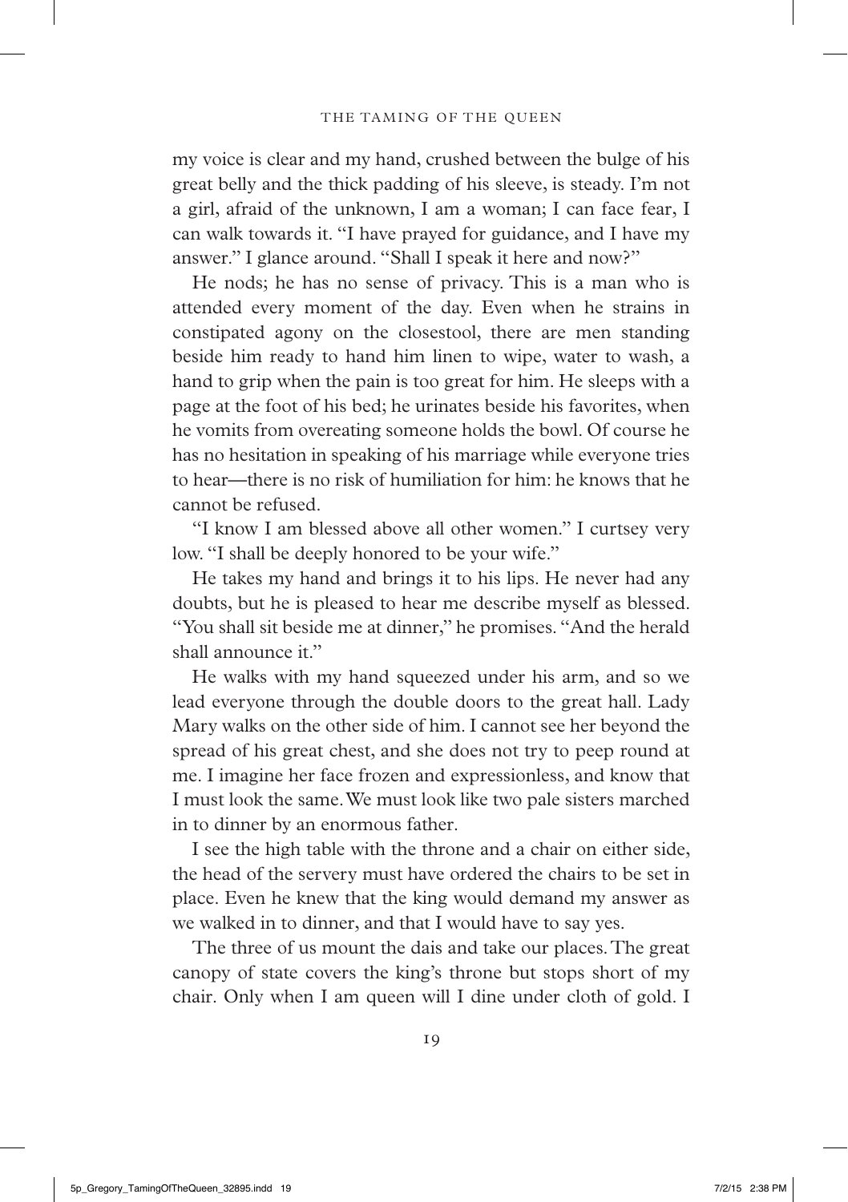my voice is clear and my hand, crushed between the bulge of his great belly and the thick padding of his sleeve, is steady. I'm not a girl, afraid of the unknown, I am a woman; I can face fear, I can walk towards it. "I have prayed for guidance, and I have my answer." I glance around. "Shall I speak it here and now?"

He nods; he has no sense of privacy. This is a man who is attended every moment of the day. Even when he strains in constipated agony on the closestool, there are men standing beside him ready to hand him linen to wipe, water to wash, a hand to grip when the pain is too great for him. He sleeps with a page at the foot of his bed; he urinates beside his favorites, when he vomits from overeating someone holds the bowl. Of course he has no hesitation in speaking of his marriage while everyone tries to hear—there is no risk of humiliation for him: he knows that he cannot be refused.

"I know I am blessed above all other women." I curtsey very low. "I shall be deeply honored to be your wife."

He takes my hand and brings it to his lips. He never had any doubts, but he is pleased to hear me describe myself as blessed. "You shall sit beside me at dinner," he promises. "And the herald shall announce it."

He walks with my hand squeezed under his arm, and so we lead everyone through the double doors to the great hall. Lady Mary walks on the other side of him. I cannot see her beyond the spread of his great chest, and she does not try to peep round at me. I imagine her face frozen and expressionless, and know that I must look the same. We must look like two pale sisters marched in to dinner by an enormous father.

I see the high table with the throne and a chair on either side, the head of the servery must have ordered the chairs to be set in place. Even he knew that the king would demand my answer as we walked in to dinner, and that I would have to say yes.

The three of us mount the dais and take our places. The great canopy of state covers the king's throne but stops short of my chair. Only when I am queen will I dine under cloth of gold. I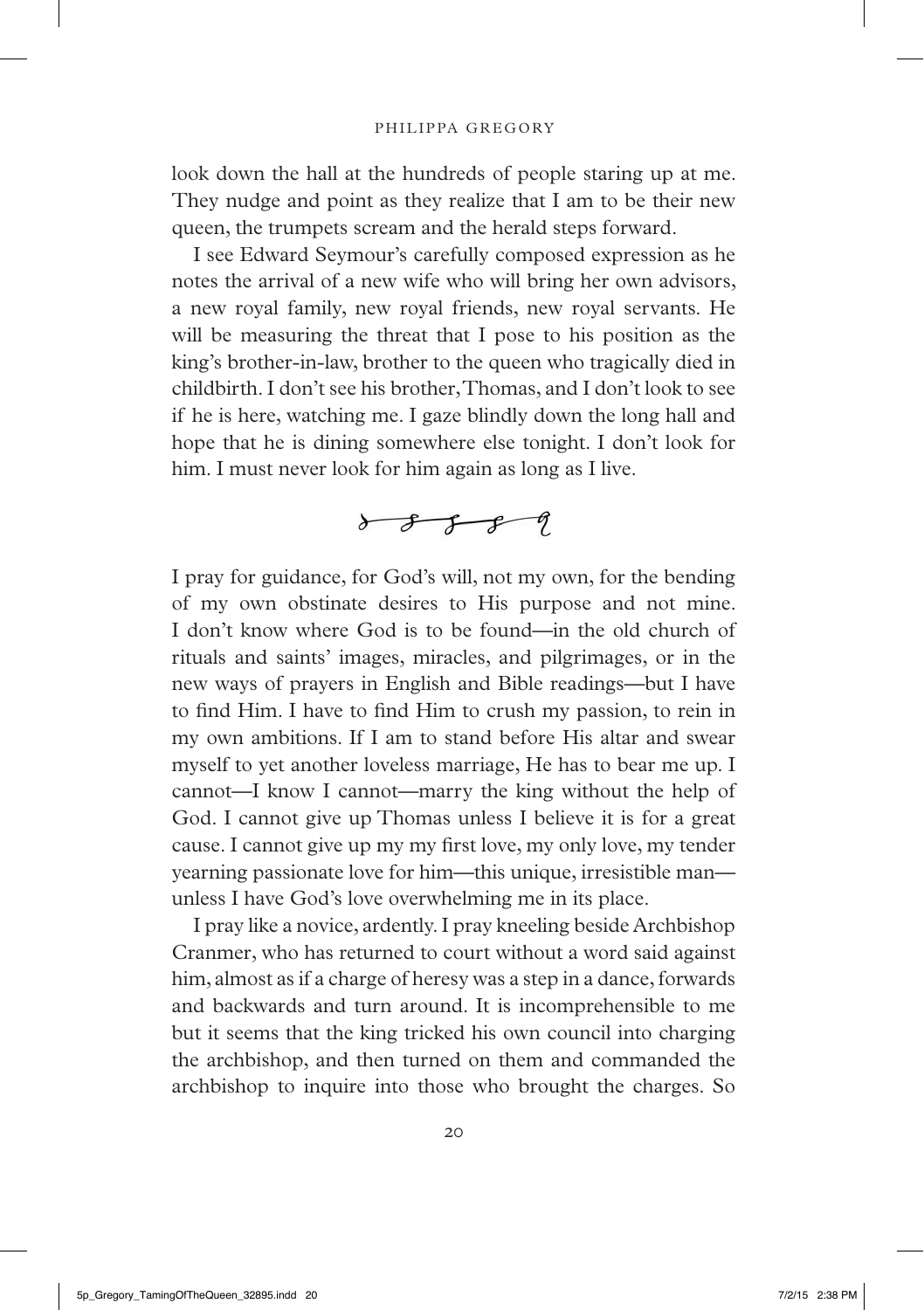look down the hall at the hundreds of people staring up at me. They nudge and point as they realize that I am to be their new queen, the trumpets scream and the herald steps forward.

I see Edward Seymour's carefully composed expression as he notes the arrival of a new wife who will bring her own advisors, a new royal family, new royal friends, new royal servants. He will be measuring the threat that I pose to his position as the king's brother-in-law, brother to the queen who tragically died in childbirth. I don't see his brother, Thomas, and I don't look to see if he is here, watching me. I gaze blindly down the long hall and hope that he is dining somewhere else tonight. I don't look for him. I must never look for him again as long as I live.

I pray for guidance, for God's will, not my own, for the bending of my own obstinate desires to His purpose and not mine. I don't know where God is to be found—in the old church of rituals and saints' images, miracles, and pilgrimages, or in the new ways of prayers in English and Bible readings—but I have to find Him. I have to find Him to crush my passion, to rein in my own ambitions. If I am to stand before His altar and swear myself to yet another loveless marriage, He has to bear me up. I cannot—I know I cannot—marry the king without the help of God. I cannot give up Thomas unless I believe it is for a great cause. I cannot give up my my first love, my only love, my tender yearning passionate love for him—this unique, irresistible man—unless I have God's love overwhelming me in its place.

I pray like a novice, ardently. I pray kneeling beside Archbishop Cranmer, who has returned to court without a word said against him, almost as if a charge of heresy was a step in a dance, forwards and backwards and turn around. It is incomprehensible to me but it seems that the king tricked his own council into charging the archbishop, and then turned on them and commanded the archbishop to inquire into those who brought the charges. So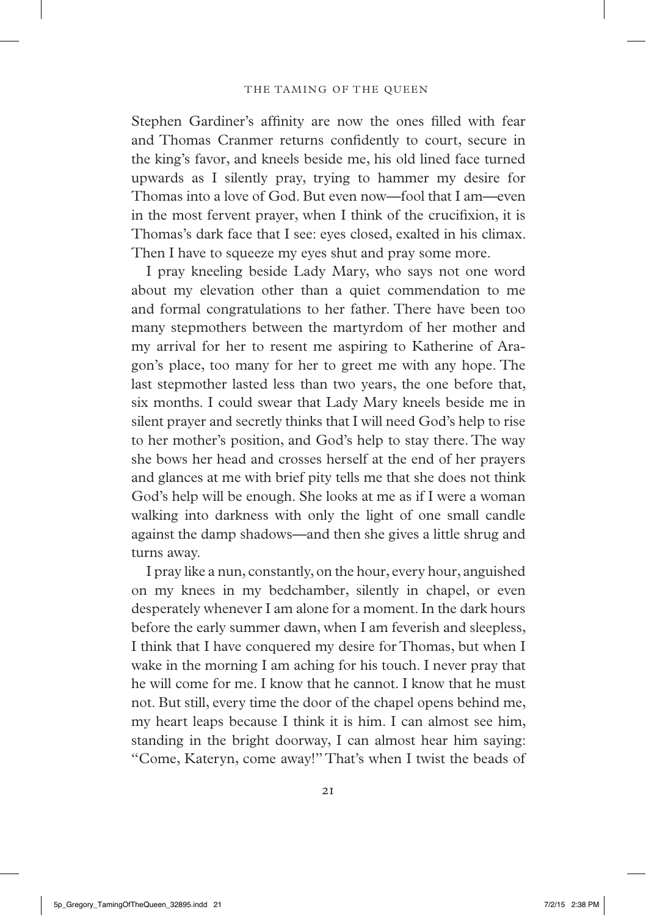Stephen Gardiner's affinity are now the ones filled with fear and Thomas Cranmer returns confidently to court, secure in the king's favor, and kneels beside me, his old lined face turned upwards as I silently pray, trying to hammer my desire for Thomas into a love of God. But even now—fool that I am—even in the most fervent prayer, when I think of the crucifixion, it is Thomas's dark face that I see: eyes closed, exalted in his climax. Then I have to squeeze my eyes shut and pray some more.

I pray kneeling beside Lady Mary, who says not one word about my elevation other than a quiet commendation to me and formal congratulations to her father. There have been too many stepmothers between the martyrdom of her mother and my arrival for her to resent me aspiring to Katherine of Aragon's place, too many for her to greet me with any hope. The last stepmother lasted less than two years, the one before that, six months. I could swear that Lady Mary kneels beside me in silent prayer and secretly thinks that I will need God's help to rise to her mother's position, and God's help to stay there. The way she bows her head and crosses herself at the end of her prayers and glances at me with brief pity tells me that she does not think God's help will be enough. She looks at me as if I were a woman walking into darkness with only the light of one small candle against the damp shadows—and then she gives a little shrug and turns away.

I pray like a nun, constantly, on the hour, every hour, anguished on my knees in my bedchamber, silently in chapel, or even desperately whenever I am alone for a moment. In the dark hours before the early summer dawn, when I am feverish and sleepless, I think that I have conquered my desire for Thomas, but when I wake in the morning I am aching for his touch. I never pray that he will come for me. I know that he cannot. I know that he must not. But still, every time the door of the chapel opens behind me, my heart leaps because I think it is him. I can almost see him, standing in the bright doorway, I can almost hear him saying: "Come, Kateryn, come away!" That's when I twist the beads of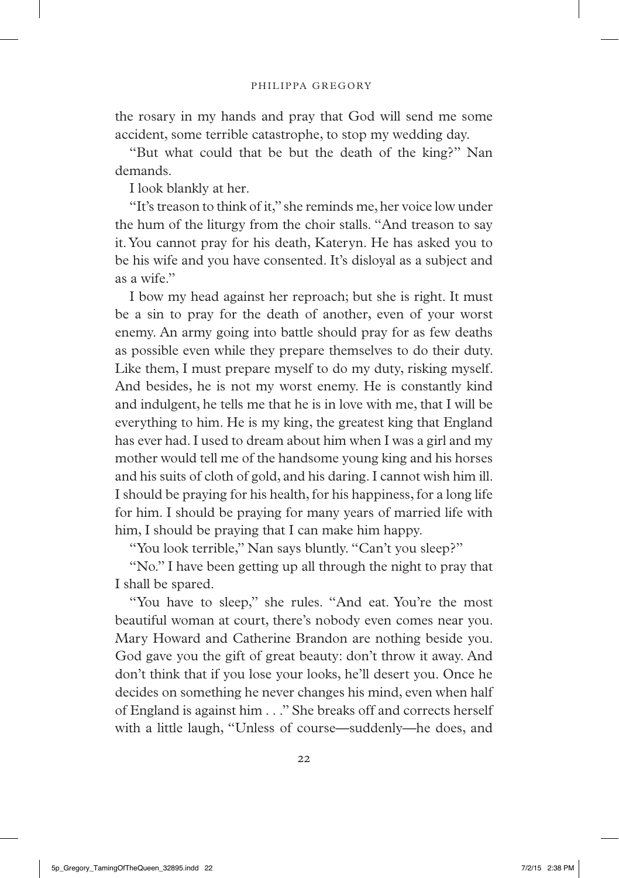the rosary in my hands and pray that God will send me some accident, some terrible catastrophe, to stop my wedding day.

"But what could that be but the death of the king?" Nan demands.

I look blankly at her.

"It's treason to think of it," she reminds me, her voice low under the hum of the liturgy from the choir stalls. "And treason to say it. You cannot pray for his death, Kateryn. He has asked you to be his wife and you have consented. It's disloyal as a subject and as a wife."

I bow my head against her reproach; but she is right. It must be a sin to pray for the death of another, even of your worst enemy. An army going into battle should pray for as few deaths as possible even while they prepare themselves to do their duty. Like them, I must prepare myself to do my duty, risking myself. And besides, he is not my worst enemy. He is constantly kind and indulgent, he tells me that he is in love with me, that I will be everything to him. He is my king, the greatest king that England has ever had. I used to dream about him when I was a girl and my mother would tell me of the handsome young king and his horses and his suits of cloth of gold, and his daring. I cannot wish him ill. I should be praying for his health, for his happiness, for a long life for him. I should be praying for many years of married life with him, I should be praying that I can make him happy.

"You look terrible," Nan says bluntly. "Can't you sleep?"

"No." I have been getting up all through the night to pray that I shall be spared.

"You have to sleep," she rules. "And eat. You're the most beautiful woman at court, there's nobody even comes near you. Mary Howard and Catherine Brandon are nothing beside you. God gave you the gift of great beauty: don't throw it away. And don't think that if you lose your looks, he'll desert you. Once he decides on something he never changes his mind, even when half of England is against him . . ." She breaks off and corrects herself with a little laugh, "Unless of course—suddenly—he does, and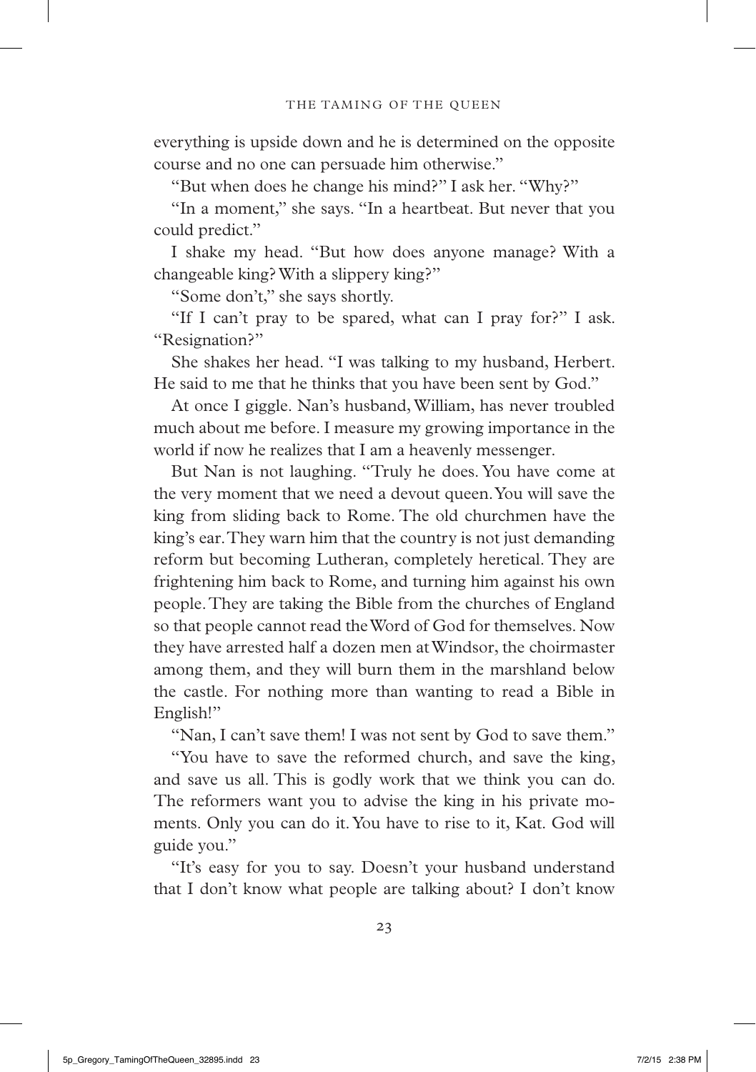everything is upside down and he is determined on the opposite course and no one can persuade him otherwise."

"But when does he change his mind?" I ask her. "Why?"

"In a moment," she says. "In a heartbeat. But never that you could predict."

I shake my head. "But how does anyone manage? With a changeable king? With a slippery king?"

"Some don't," she says shortly.

"If I can't pray to be spared, what can I pray for?" I ask. "Resignation?"

She shakes her head. "I was talking to my husband, Herbert. He said to me that he thinks that you have been sent by God."

At once I giggle. Nan's husband, William, has never troubled much about me before. I measure my growing importance in the world if now he realizes that I am a heavenly messenger.

But Nan is not laughing. "Truly he does. You have come at the very moment that we need a devout queen. You will save the king from sliding back to Rome. The old churchmen have the king's ear. They warn him that the country is not just demanding reform but becoming Lutheran, completely heretical. They are frightening him back to Rome, and turning him against his own people. They are taking the Bible from the churches of England so that people cannot read the Word of God for themselves. Now they have arrested half a dozen men at Windsor, the choirmaster among them, and they will burn them in the marshland below the castle. For nothing more than wanting to read a Bible in English!"

"Nan, I can't save them! I was not sent by God to save them."

"You have to save the reformed church, and save the king, and save us all. This is godly work that we think you can do. The reformers want you to advise the king in his private moments. Only you can do it. You have to rise to it, Kat. God will guide you."

"It's easy for you to say. Doesn't your husband understand that I don't know what people are talking about? I don't know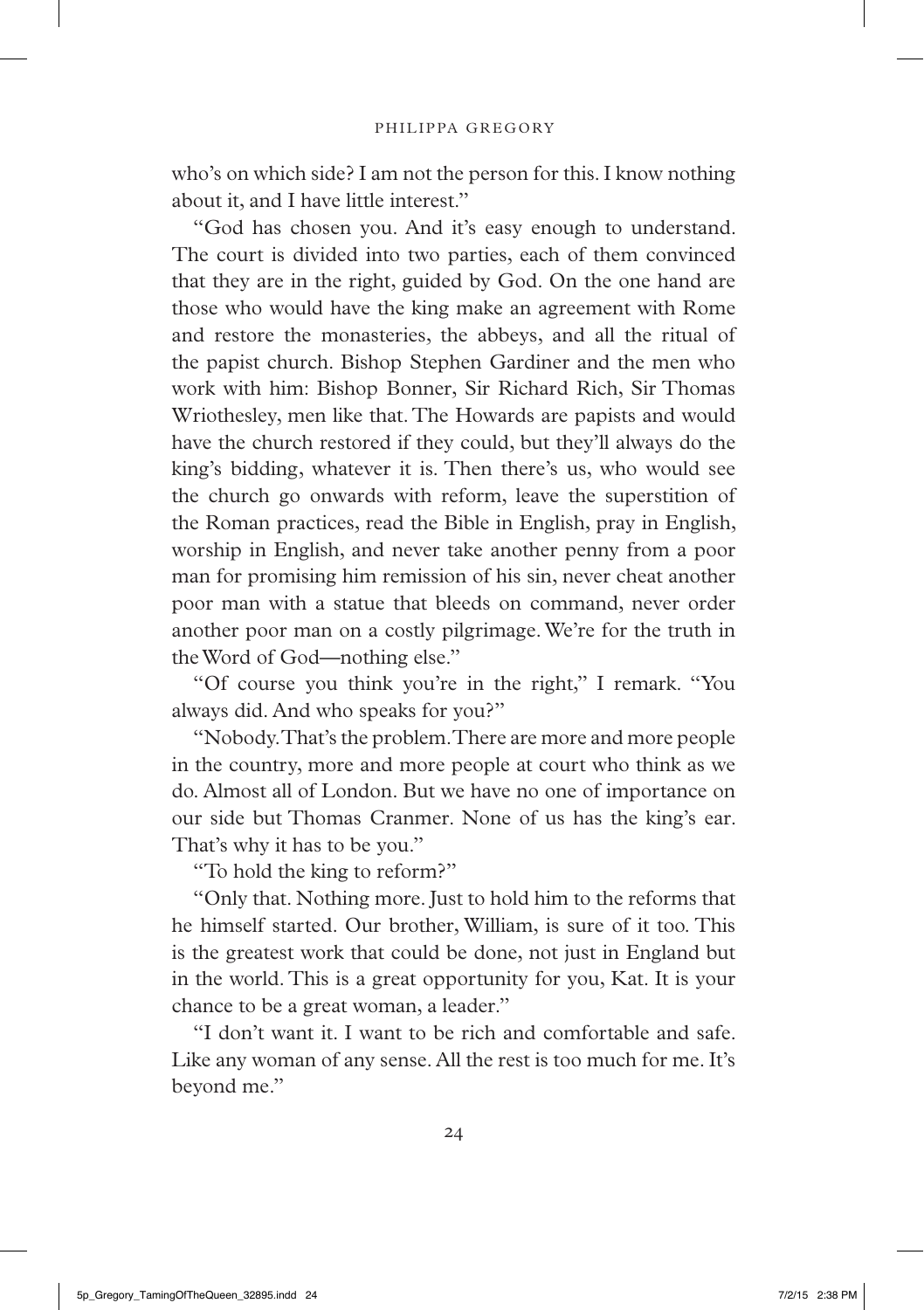who's on which side? I am not the person for this. I know nothing about it, and I have little interest."

"God has chosen you. And it's easy enough to understand. The court is divided into two parties, each of them convinced that they are in the right, guided by God. On the one hand are those who would have the king make an agreement with Rome and restore the monasteries, the abbeys, and all the ritual of the papist church. Bishop Stephen Gardiner and the men who work with him: Bishop Bonner, Sir Richard Rich, Sir Thomas Wriothesley, men like that. The Howards are papists and would have the church restored if they could, but they'll always do the king's bidding, whatever it is. Then there's us, who would see the church go onwards with reform, leave the superstition of the Roman practices, read the Bible in English, pray in English, worship in English, and never take another penny from a poor man for promising him remission of his sin, never cheat another poor man with a statue that bleeds on command, never order another poor man on a costly pilgrimage. We're for the truth in the Word of God—nothing else."

"Of course you think you're in the right," I remark. "You always did. And who speaks for you?"

"Nobody. That's the problem. There are more and more people in the country, more and more people at court who think as we do. Almost all of London. But we have no one of importance on our side but Thomas Cranmer. None of us has the king's ear. That's why it has to be you."

"To hold the king to reform?"

"Only that. Nothing more. Just to hold him to the reforms that he himself started. Our brother, William, is sure of it too. This is the greatest work that could be done, not just in England but in the world. This is a great opportunity for you, Kat. It is your chance to be a great woman, a leader."

"I don't want it. I want to be rich and comfortable and safe. Like any woman of any sense. All the rest is too much for me. It's beyond me."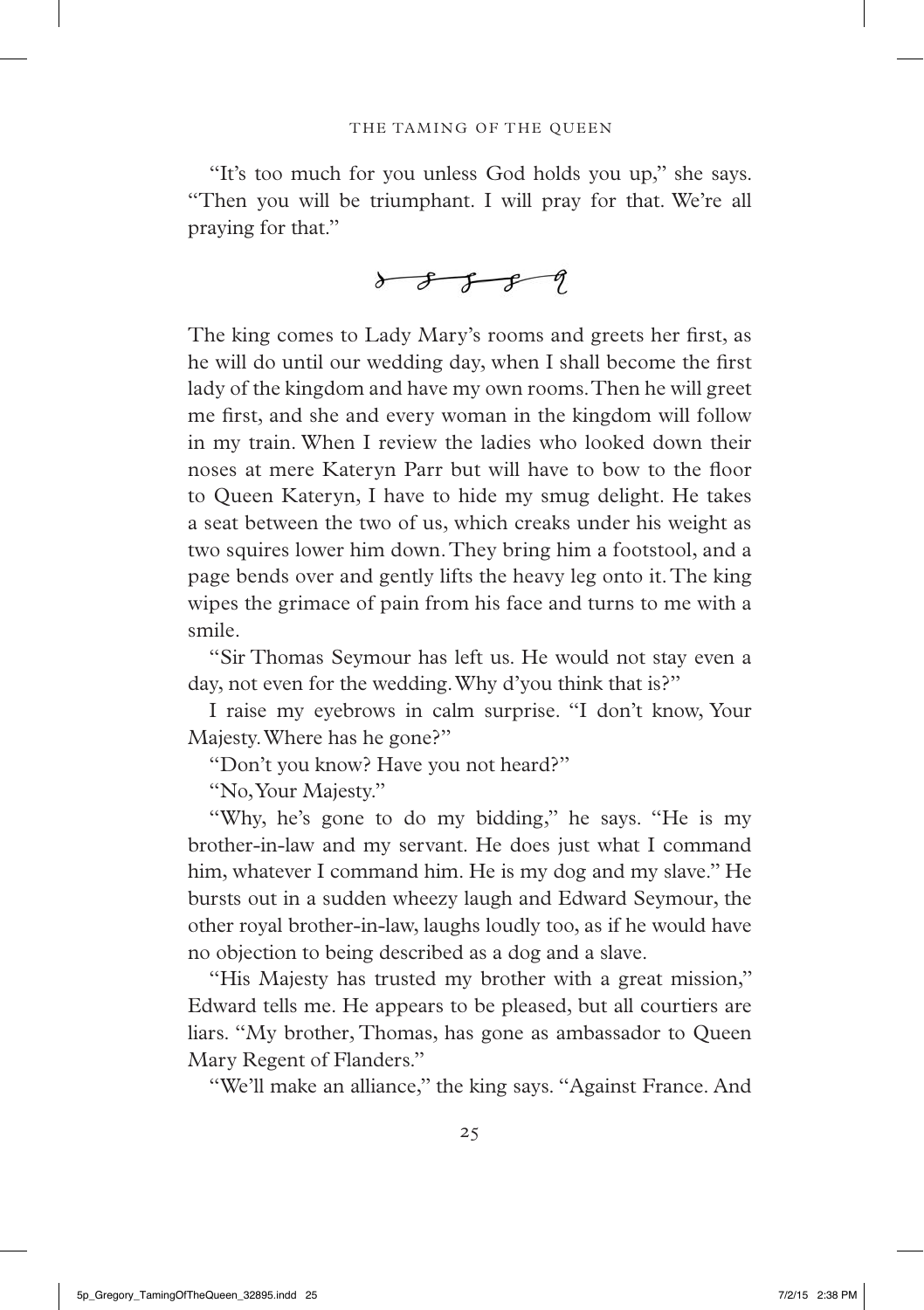"It's too much for you unless God holds you up," she says. "Then you will be triumphant. I will pray for that. We're all praying for that."

---

The king comes to Lady Mary's rooms and greets her first, as he will do until our wedding day, when I shall become the first lady of the kingdom and have my own rooms. Then he will greet me first, and she and every woman in the kingdom will follow in my train. When I review the ladies who looked down their noses at mere Kateryn Parr but will have to bow to the floor to Queen Kateryn, I have to hide my smug delight. He takes a seat between the two of us, which creaks under his weight as two squires lower him down. They bring him a footstool, and a page bends over and gently lifts the heavy leg onto it. The king wipes the grimace of pain from his face and turns to me with a smile.

"Sir Thomas Seymour has left us. He would not stay even a day, not even for the wedding. Why d'you think that is?"

I raise my eyebrows in calm surprise. "I don't know, Your Majesty. Where has he gone?"

"Don't you know? Have you not heard?"

"No, Your Majesty."

"Why, he's gone to do my bidding," he says. "He is my brother-in-law and my servant. He does just what I command him, whatever I command him. He is my dog and my slave." He bursts out in a sudden wheezy laugh and Edward Seymour, the other royal brother-in-law, laughs loudly too, as if he would have no objection to being described as a dog and a slave.

"His Majesty has trusted my brother with a great mission," Edward tells me. He appears to be pleased, but all courtiers are liars. "My brother, Thomas, has gone as ambassador to Queen Mary Regent of Flanders."

"We'll make an alliance," the king says. "Against France. And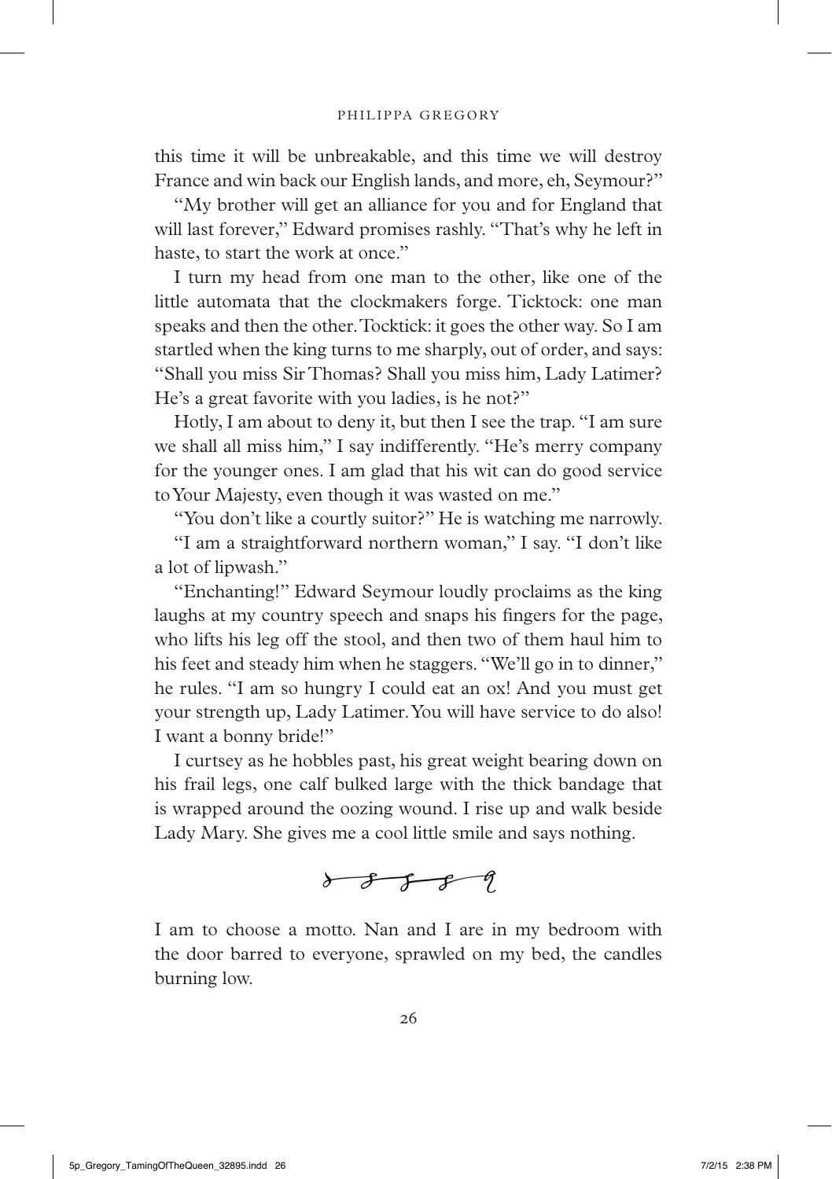this time it will be unbreakable, and this time we will destroy France and win back our English lands, and more, eh, Seymour?"

"My brother will get an alliance for you and for England that will last forever," Edward promises rashly. "That's why he left in haste, to start the work at once."

I turn my head from one man to the other, like one of the little automata that the clockmakers forge. Ticktock: one man speaks and then the other. Tocktick: it goes the other way. So I am startled when the king turns to me sharply, out of order, and says: "Shall you miss Sir Thomas? Shall you miss him, Lady Latimer? He's a great favorite with you ladies, is he not?"

Hotly, I am about to deny it, but then I see the trap. "I am sure we shall all miss him," I say indifferently. "He's merry company for the younger ones. I am glad that his wit can do good service to Your Majesty, even though it was wasted on me."

"You don't like a courtly suitor?" He is watching me narrowly.

"I am a straightforward northern woman," I say. "I don't like a lot of lipwash."

"Enchanting!" Edward Seymour loudly proclaims as the king laughs at my country speech and snaps his fingers for the page, who lifts his leg off the stool, and then two of them haul him to his feet and steady him when he staggers. "We'll go in to dinner," he rules. "I am so hungry I could eat an ox! And you must get your strength up, Lady Latimer. You will have service to do also! I want a bonny bride!"

I curtsey as he hobbles past, his great weight bearing down on his frail legs, one calf bulked large with the thick bandage that is wrapped around the oozing wound. I rise up and walk beside Lady Mary. She gives me a cool little smile and says nothing.

---

I am to choose a motto. Nan and I are in my bedroom with the door barred to everyone, sprawled on my bed, the candles burning low.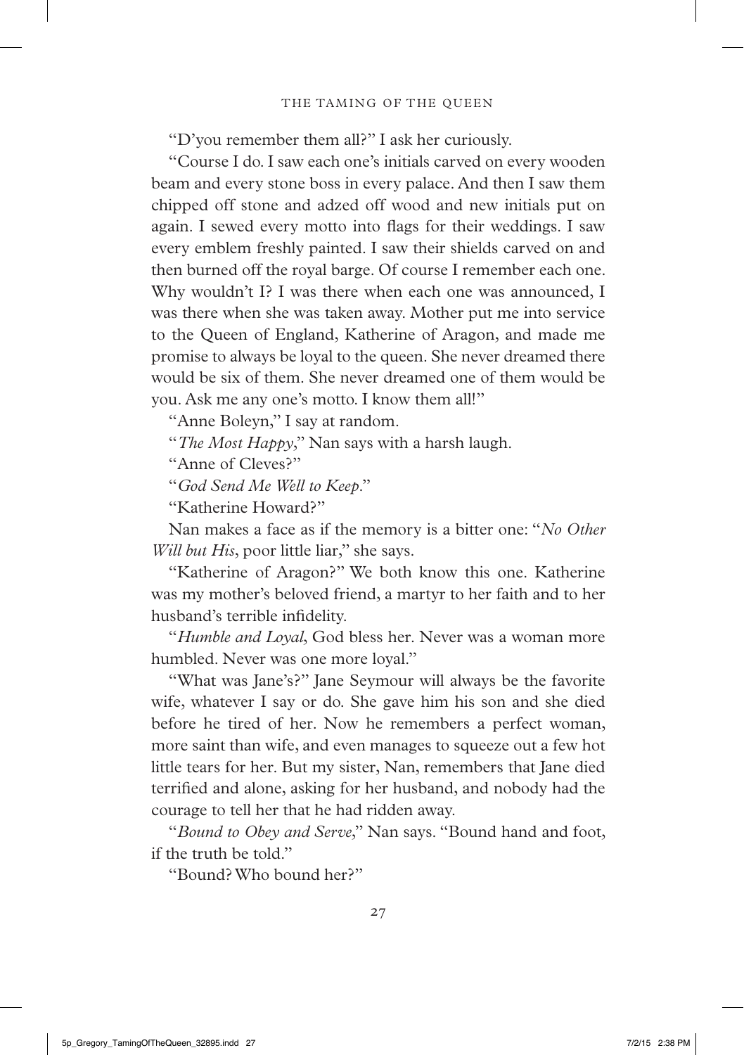"D'you remember them all?" I ask her curiously.

"Course I do. I saw each one's initials carved on every wooden beam and every stone boss in every palace. And then I saw them chipped off stone and adzed off wood and new initials put on again. I sewed every motto into flags for their weddings. I saw every emblem freshly painted. I saw their shields carved on and then burned off the royal barge. Of course I remember each one. Why wouldn't I? I was there when each one was announced, I was there when she was taken away. Mother put me into service to the Queen of England, Katherine of Aragon, and made me promise to always be loyal to the queen. She never dreamed there would be six of them. She never dreamed one of them would be you. Ask me any one's motto. I know them all!"

"Anne Boleyn," I say at random.

"*The Most Happy*," Nan says with a harsh laugh.

"Anne of Cleves?"

"*God Send Me Well to Keep*."

"Katherine Howard?"

Nan makes a face as if the memory is a bitter one: "*No Other Will but His*, poor little liar," she says.

"Katherine of Aragon?" We both know this one. Katherine was my mother's beloved friend, a martyr to her faith and to her husband's terrible infidelity.

"*Humble and Loyal*, God bless her. Never was a woman more humbled. Never was one more loyal."

"What was Jane's?" Jane Seymour will always be the favorite wife, whatever I say or do. She gave him his son and she died before he tired of her. Now he remembers a perfect woman, more saint than wife, and even manages to squeeze out a few hot little tears for her. But my sister, Nan, remembers that Jane died terrified and alone, asking for her husband, and nobody had the courage to tell her that he had ridden away.

"*Bound to Obey and Serve*," Nan says. "Bound hand and foot, if the truth be told."

"Bound? Who bound her?"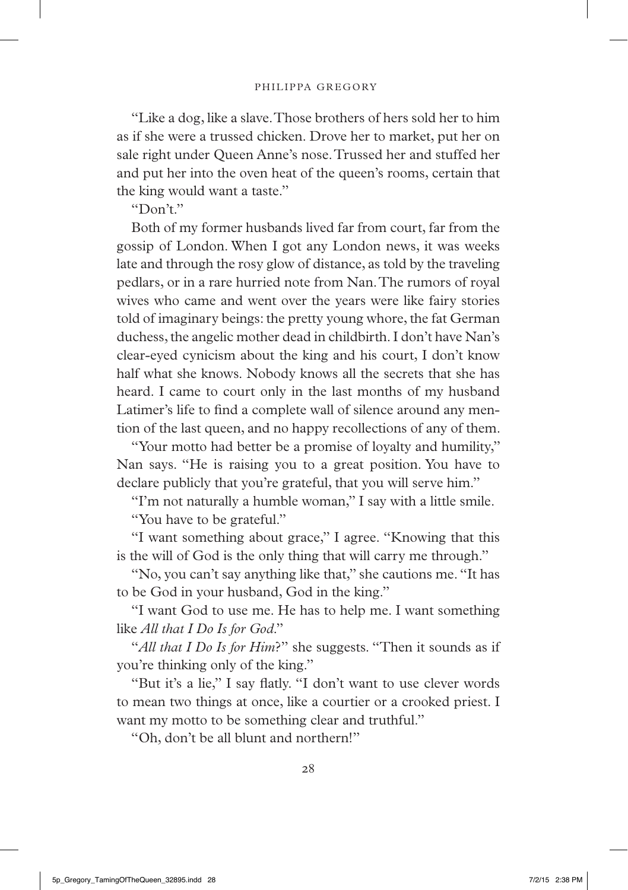"Like a dog, like a slave. Those brothers of hers sold her to him as if she were a trussed chicken. Drove her to market, put her on sale right under Queen Anne's nose. Trussed her and stuffed her and put her into the oven heat of the queen's rooms, certain that the king would want a taste."

"Don't."

Both of my former husbands lived far from court, far from the gossip of London. When I got any London news, it was weeks late and through the rosy glow of distance, as told by the traveling pedlars, or in a rare hurried note from Nan. The rumors of royal wives who came and went over the years were like fairy stories told of imaginary beings: the pretty young whore, the fat German duchess, the angelic mother dead in childbirth. I don't have Nan's clear-eyed cynicism about the king and his court, I don't know half what she knows. Nobody knows all the secrets that she has heard. I came to court only in the last months of my husband Latimer's life to find a complete wall of silence around any mention of the last queen, and no happy recollections of any of them.

"Your motto had better be a promise of loyalty and humility," Nan says. "He is raising you to a great position. You have to declare publicly that you're grateful, that you will serve him."

"I'm not naturally a humble woman," I say with a little smile.

"You have to be grateful."

"I want something about grace," I agree. "Knowing that this is the will of God is the only thing that will carry me through."

"No, you can't say anything like that," she cautions me. "It has to be God in your husband, God in the king."

"I want God to use me. He has to help me. I want something like *All that I Do Is for God*."

"*All that I Do Is for Him*?" she suggests. "Then it sounds as if you're thinking only of the king."

"But it's a lie," I say flatly. "I don't want to use clever words to mean two things at once, like a courtier or a crooked priest. I want my motto to be something clear and truthful."

"Oh, don't be all blunt and northern!"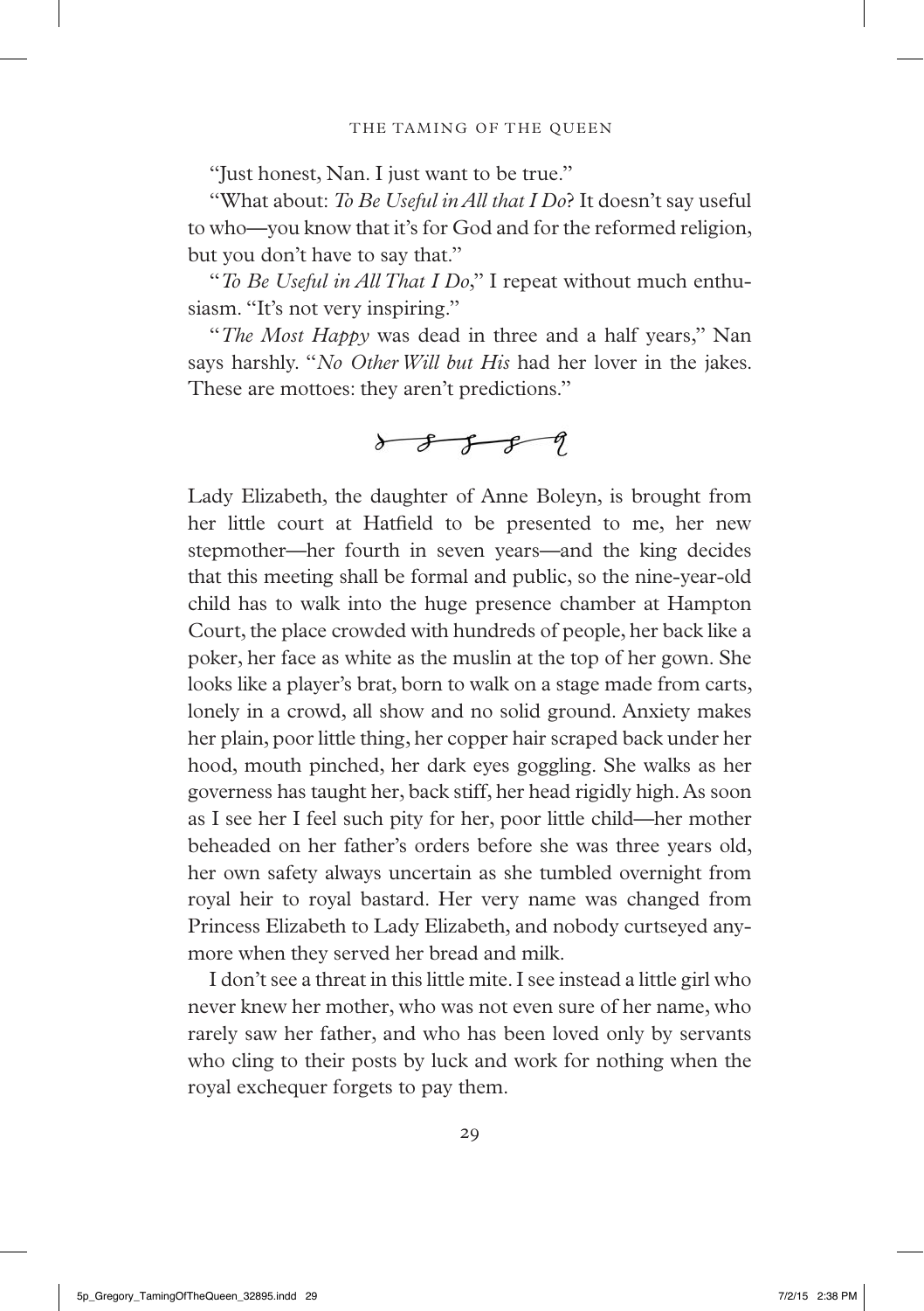"Just honest, Nan. I just want to be true."

"What about: *To Be Useful in All that I Do*? It doesn't say useful to who—you know that it's for God and for the reformed religion, but you don't have to say that."

"*To Be Useful in All That I Do*," I repeat without much enthusiasm. "It's not very inspiring."

"*The Most Happy* was dead in three and a half years," Nan says harshly. "*No Other Will but His* had her lover in the jakes. These are mottoes: they aren't predictions."

---

Lady Elizabeth, the daughter of Anne Boleyn, is brought from her little court at Hatfield to be presented to me, her new stepmother—her fourth in seven years—and the king decides that this meeting shall be formal and public, so the nine-year-old child has to walk into the huge presence chamber at Hampton Court, the place crowded with hundreds of people, her back like a poker, her face as white as the muslin at the top of her gown. She looks like a player's brat, born to walk on a stage made from carts, lonely in a crowd, all show and no solid ground. Anxiety makes her plain, poor little thing, her copper hair scraped back under her hood, mouth pinched, her dark eyes goggling. She walks as her governess has taught her, back stiff, her head rigidly high. As soon as I see her I feel such pity for her, poor little child—her mother beheaded on her father's orders before she was three years old, her own safety always uncertain as she tumbled overnight from royal heir to royal bastard. Her very name was changed from Princess Elizabeth to Lady Elizabeth, and nobody curtseyed anymore when they served her bread and milk.

I don't see a threat in this little mite. I see instead a little girl who never knew her mother, who was not even sure of her name, who rarely saw her father, and who has been loved only by servants who cling to their posts by luck and work for nothing when the royal exchequer forgets to pay them.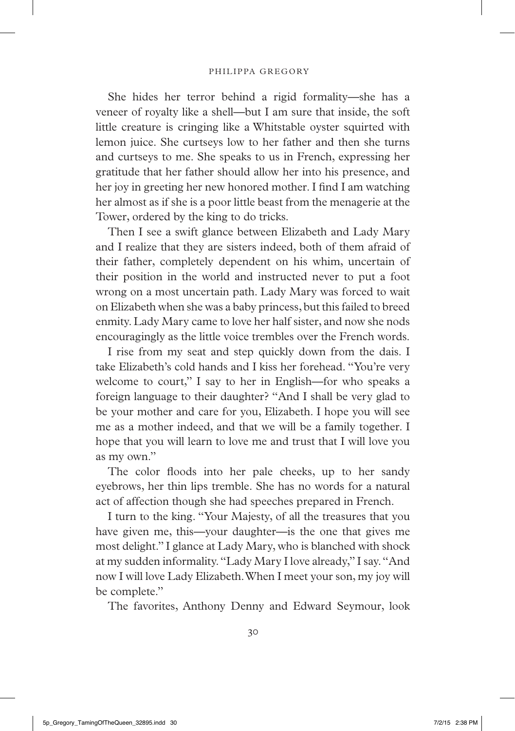She hides her terror behind a rigid formality—she has a veneer of royalty like a shell—but I am sure that inside, the soft little creature is cringing like a Whitstable oyster squirted with lemon juice. She curtseys low to her father and then she turns and curtseys to me. She speaks to us in French, expressing her gratitude that her father should allow her into his presence, and her joy in greeting her new honored mother. I find I am watching her almost as if she is a poor little beast from the menagerie at the Tower, ordered by the king to do tricks.

Then I see a swift glance between Elizabeth and Lady Mary and I realize that they are sisters indeed, both of them afraid of their father, completely dependent on his whim, uncertain of their position in the world and instructed never to put a foot wrong on a most uncertain path. Lady Mary was forced to wait on Elizabeth when she was a baby princess, but this failed to breed enmity. Lady Mary came to love her half sister, and now she nods encouragingly as the little voice trembles over the French words.

I rise from my seat and step quickly down from the dais. I take Elizabeth's cold hands and I kiss her forehead. "You're very welcome to court," I say to her in English—for who speaks a foreign language to their daughter? "And I shall be very glad to be your mother and care for you, Elizabeth. I hope you will see me as a mother indeed, and that we will be a family together. I hope that you will learn to love me and trust that I will love you as my own."

The color floods into her pale cheeks, up to her sandy eyebrows, her thin lips tremble. She has no words for a natural act of affection though she had speeches prepared in French.

I turn to the king. "Your Majesty, of all the treasures that you have given me, this—your daughter—is the one that gives me most delight." I glance at Lady Mary, who is blanched with shock at my sudden informality. "Lady Mary I love already," I say. "And now I will love Lady Elizabeth. When I meet your son, my joy will be complete."

The favorites, Anthony Denny and Edward Seymour, look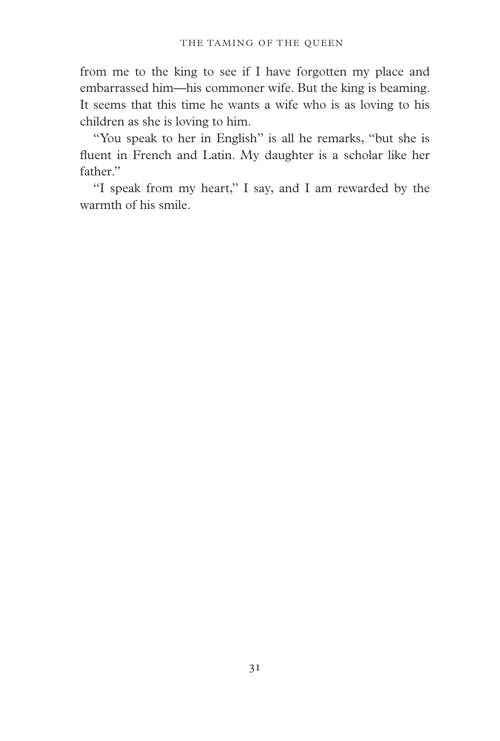from me to the king to see if I have forgotten my place and embarrassed him—his commoner wife. But the king is beaming. It seems that this time he wants a wife who is as loving to his children as she is loving to him.

"You speak to her in English" is all he remarks, "but she is fluent in French and Latin. My daughter is a scholar like her father."

"I speak from my heart," I say, and I am rewarded by the warmth of his smile.